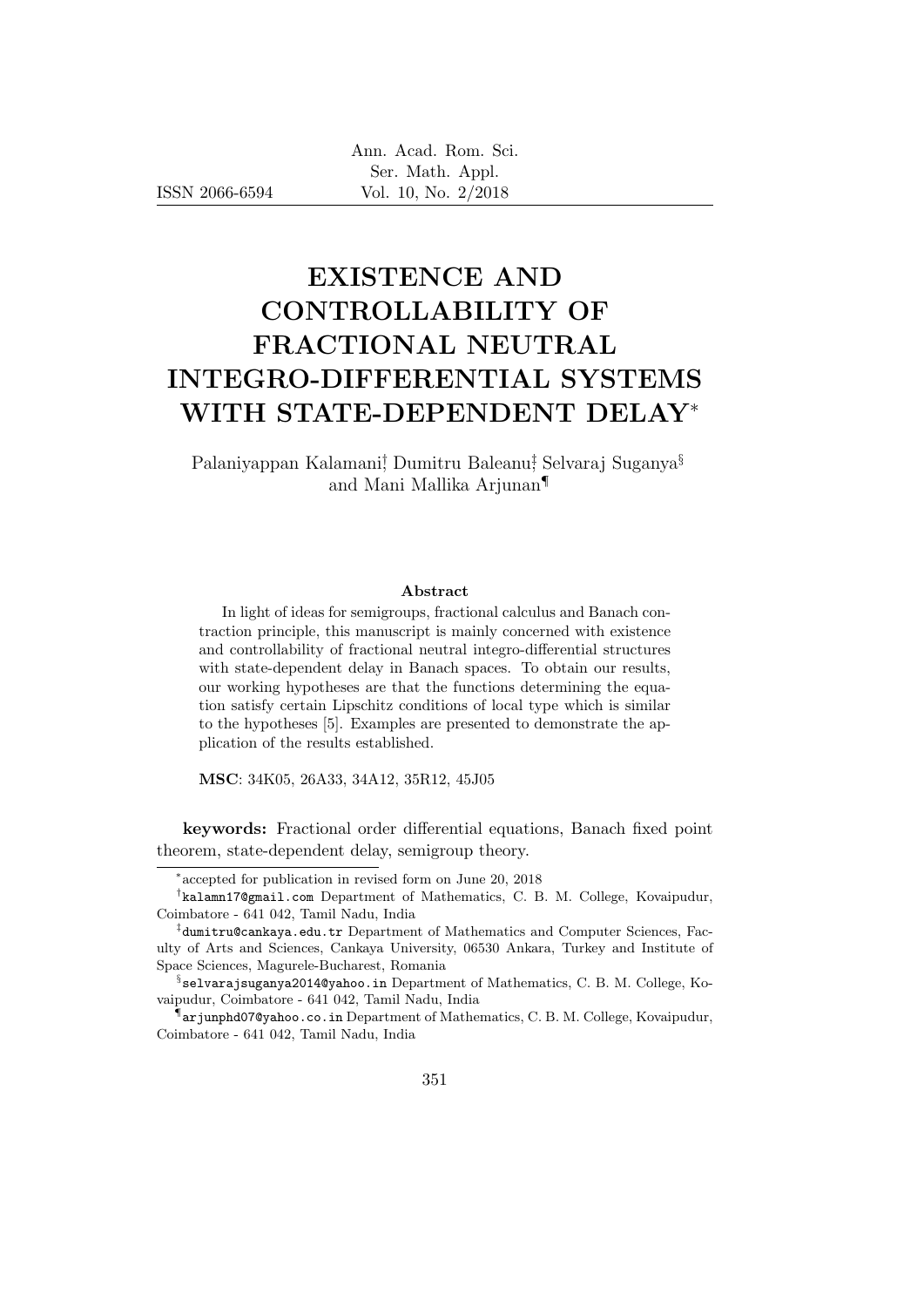# EXISTENCE AND CONTROLLABILITY OF FRACTIONAL NEUTRAL INTEGRO-DIFFERENTIAL SYSTEMS WITH STATE-DEPENDENT DELAY*

Palaniyappan Kalamani[†] Dumitru Baleanu[‡] Selvaraj Suganya[§] and Mani Mallika Arjunan[¶]

### Abstract

In light of ideas for semigroups, fractional calculus and Banach contraction principle, this manuscript is mainly concerned with existence and controllability of fractional neutral integro-differential structures with state-dependent delay in Banach spaces. To obtain our results, our working hypotheses are that the functions determining the equation satisfy certain Lipschitz conditions of local type which is similar to the hypotheses [5]. Examples are presented to demonstrate the application of the results established.

**MSC**: 34K05, 26A33, 34A12, 35R12, 45J05

**keywords:** Fractional order differential equations, Banach fixed point theorem, state-dependent delay, semigroup theory.

---

[*] accepted for publication in revised form on June 20, 2018

[†] kalamn17@gmail.com Department of Mathematics, C. B. M. College, Kovaipudur, Coimbatore - 641 042, Tamil Nadu, India

[‡] dumitru@cankaya.edu.tr Department of Mathematics and Computer Sciences, Faculty of Arts and Sciences, Cankaya University, 06530 Ankara, Turkey and Institute of Space Sciences, Magurele-Bucharest, Romania

[§] selvarajsuganya2014@yahoo.in Department of Mathematics, C. B. M. College, Kovaipudur, Coimbatore - 641 042, Tamil Nadu, India

[¶] arjunphd07@yahoo.co.in Department of Mathematics, C. B. M. College, Kovaipudur, Coimbatore - 641 042, Tamil Nadu, India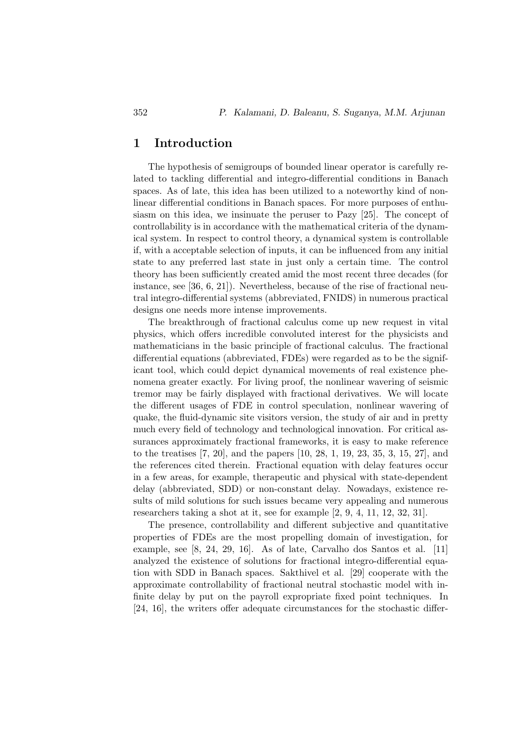## 1 Introduction

The hypothesis of semigroups of bounded linear operator is carefully related to tackling differential and integro-differential conditions in Banach spaces. As of late, this idea has been utilized to a noteworthy kind of nonlinear differential conditions in Banach spaces. For more purposes of enthusiasm on this idea, we insinuate the peruser to Pazy [25]. The concept of controllability is in accordance with the mathematical criteria of the dynamical system. In respect to control theory, a dynamical system is controllable if, with a acceptable selection of inputs, it can be influenced from any initial state to any preferred last state in just only a certain time. The control theory has been sufficiently created amid the most recent three decades (for instance, see [36, 6, 21]). Nevertheless, because of the rise of fractional neutral integro-differential systems (abbreviated, FNIDS) in numerous practical designs one needs more intense improvements.

The breakthrough of fractional calculus come up new request in vital physics, which offers incredible convoluted interest for the physicists and mathematicians in the basic principle of fractional calculus. The fractional differential equations (abbreviated, FDEs) were regarded as to be the significant tool, which could depict dynamical movements of real existence phenomena greater exactly. For living proof, the nonlinear wavering of seismic tremor may be fairly displayed with fractional derivatives. We will locate the different usages of FDE in control speculation, nonlinear wavering of quake, the fluid-dynamic site visitors version, the study of air and in pretty much every field of technology and technological innovation. For critical assurances approximately fractional frameworks, it is easy to make reference to the treatises [7, 20], and the papers [10, 28, 1, 19, 23, 35, 3, 15, 27], and the references cited therein. Fractional equation with delay features occur in a few areas, for example, therapeutic and physical with state-dependent delay (abbreviated, SDD) or non-constant delay. Nowadays, existence results of mild solutions for such issues became very appealing and numerous researchers taking a shot at it, see for example [2, 9, 4, 11, 12, 32, 31].

The presence, controllability and different subjective and quantitative properties of FDEs are the most propelling domain of investigation, for example, see [8, 24, 29, 16]. As of late, Carvalho dos Santos et al. [11] analyzed the existence of solutions for fractional integro-differential equation with SDD in Banach spaces. Sakthivel et al. [29] cooperate with the approximate controllability of fractional neutral stochastic model with infinite delay by put on the payroll expropriate fixed point techniques. In [24, 16], the writers offer adequate circumstances for the stochastic differ-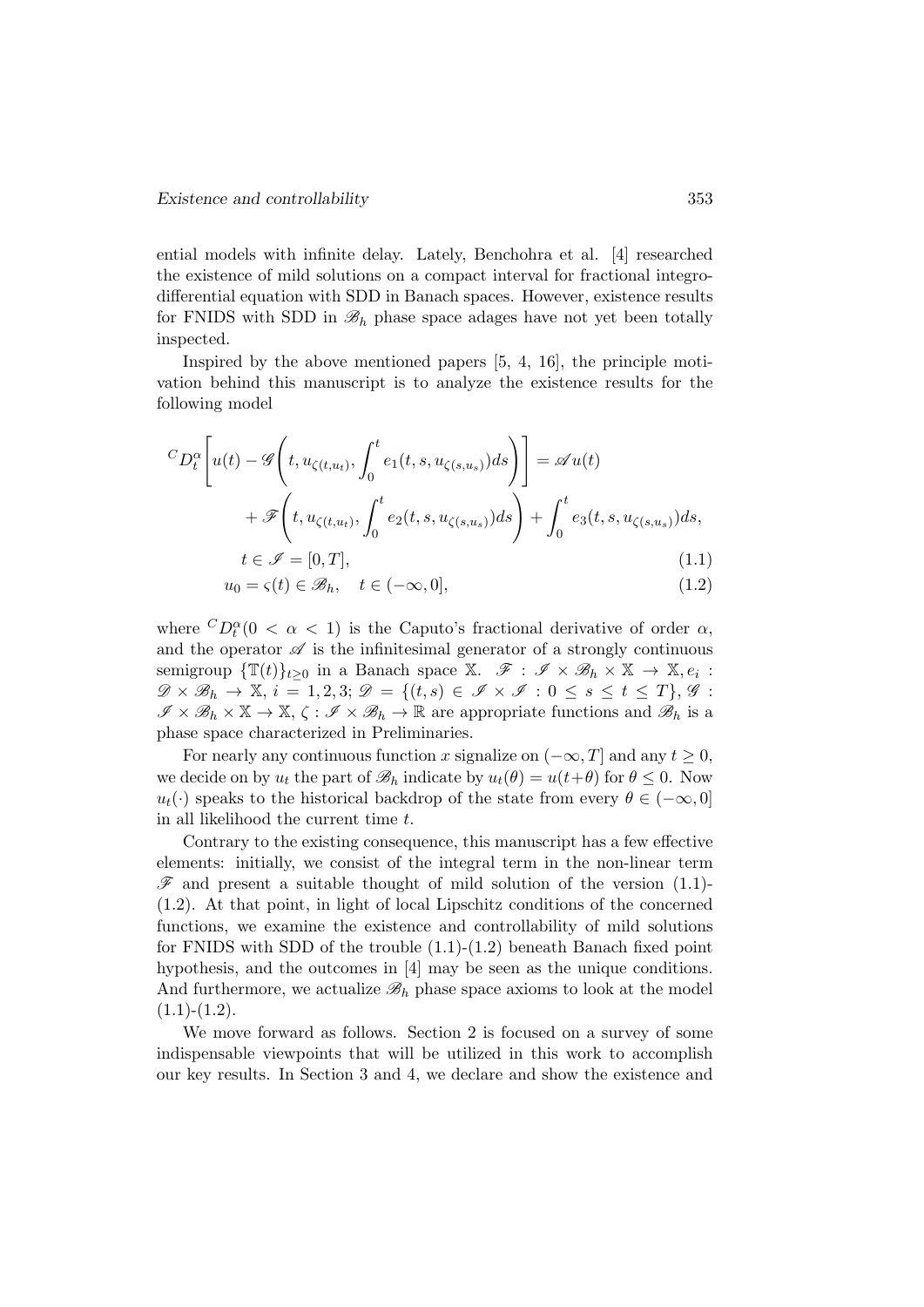ential models with infinite delay. Lately, Benchohra et al. [4] researched the existence of mild solutions on a compact interval for fractional integro-differential equation with SDD in Banach spaces. However, existence results for FNIDS with SDD in $\mathscr{B}_h$ phase space adages have not yet been totally inspected.

Inspired by the above mentioned papers [5, 4, 16], the principle motivation behind this manuscript is to analyze the existence results for the following model

$$
\begin{aligned}
{}^{C}D_t^{\alpha}\Bigg[u(t) - \mathscr{G}\Bigg(t, u_{\zeta(t,u_t)}, \int_0^t e_1(t,s,u_{\zeta(s,u_s)})ds\Bigg)\Bigg] &= \mathscr{A}u(t) \\
+ \mathscr{F}\Bigg(t, u_{\zeta(t,u_t)}, \int_0^t e_2(t,s,u_{\zeta(s,u_s)})ds\Bigg) &+ \int_0^t e_3(t,s,u_{\zeta(s,u_s)})ds, \\
t \in \mathscr{I} = [0,T], & \qquad (1.1) \\
u_0 = \varsigma(t) \in \mathscr{B}_h, \quad t \in (-\infty, 0], & \qquad (1.2)
\end{aligned}
$$

where ${}^{C}D_t^{\alpha}(0 < \alpha < 1)$ is the Caputo's fractional derivative of order $\alpha$, and the operator $\mathscr{A}$ is the infinitesimal generator of a strongly continuous semigroup $\{\mathbb{T}(t)\}_{t\geq 0}$ in a Banach space $\mathbb{X}$. $\mathscr{F} : \mathscr{I} \times \mathscr{B}_h \times \mathbb{X} \to \mathbb{X}, e_i : \mathscr{D} \times \mathscr{B}_h \to \mathbb{X}, i = 1,2,3; \mathscr{D} = \{(t,s) \in \mathscr{I} \times \mathscr{I} : 0 \leq s \leq t \leq T\}, \mathscr{G} : \mathscr{I} \times \mathscr{B}_h \times \mathbb{X} \to \mathbb{X}, \zeta : \mathscr{I} \times \mathscr{B}_h \to \mathbb{R}$ are appropriate functions and $\mathscr{B}_h$ is a phase space characterized in Preliminaries.

For nearly any continuous function $x$ signalize on $(-\infty, T]$ and any $t \geq 0$, we decide on by $u_t$ the part of $\mathscr{B}_h$ indicate by $u_t(\theta) = u(t+\theta)$ for $\theta \leq 0$. Now $u_t(\cdot)$ speaks to the historical backdrop of the state from every $\theta \in (-\infty, 0]$ in all likelihood the current time $t$.

Contrary to the existing consequence, this manuscript has a few effective elements: initially, we consist of the integral term in the non-linear term $\mathscr{F}$ and present a suitable thought of mild solution of the version (1.1)-(1.2). At that point, in light of local Lipschitz conditions of the concerned functions, we examine the existence and controllability of mild solutions for FNIDS with SDD of the trouble (1.1)-(1.2) beneath Banach fixed point hypothesis, and the outcomes in [4] may be seen as the unique conditions. And furthermore, we actualize $\mathscr{B}_h$ phase space axioms to look at the model (1.1)-(1.2).

We move forward as follows. Section 2 is focused on a survey of some indispensable viewpoints that will be utilized in this work to accomplish our key results. In Section 3 and 4, we declare and show the existence and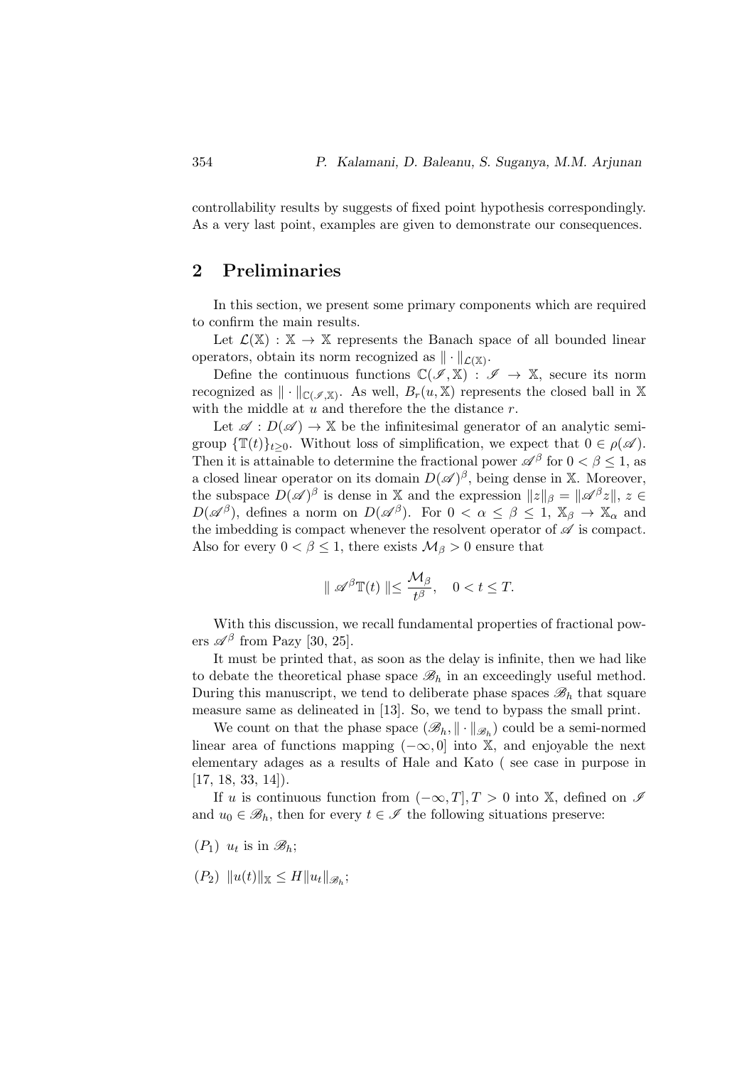controllability results by suggests of fixed point hypothesis correspondingly. As a very last point, examples are given to demonstrate our consequences.

## 2 Preliminaries

In this section, we present some primary components which are required to confirm the main results.

Let $\mathcal{L}(\mathbb{X}) : \mathbb{X} \to \mathbb{X}$ represents the Banach space of all bounded linear operators, obtain its norm recognized as $\|\cdot\|_{\mathcal{L}(\mathbb{X})}$.

Define the continuous functions $\mathbb{C}(\mathscr{I}, \mathbb{X}) : \mathscr{I} \to \mathbb{X}$, secure its norm recognized as $\|\cdot\|_{\mathbb{C}(\mathscr{I},\mathbb{X})}$. As well, $B_r(u, \mathbb{X})$ represents the closed ball in $\mathbb{X}$ with the middle at $u$ and therefore the the distance $r$.

Let $\mathscr{A} : D(\mathscr{A}) \to \mathbb{X}$ be the infinitesimal generator of an analytic semigroup $\{\mathbb{T}(t)\}_{t\geq 0}$. Without loss of simplification, we expect that $0 \in \rho(\mathscr{A})$. Then it is attainable to determine the fractional power $\mathscr{A}^\beta$ for $0 < \beta \leq 1$, as a closed linear operator on its domain $D(\mathscr{A})^\beta$, being dense in $\mathbb{X}$. Moreover, the subspace $D(\mathscr{A})^\beta$ is dense in $\mathbb{X}$ and the expression $\|z\|_\beta = \|\mathscr{A}^\beta z\|$, $z \in D(\mathscr{A}^\beta)$, defines a norm on $D(\mathscr{A}^\beta)$. For $0 < \alpha \leq \beta \leq 1$, $\mathbb{X}_\beta \to \mathbb{X}_\alpha$ and the imbedding is compact whenever the resolvent operator of $\mathscr{A}$ is compact. Also for every $0 < \beta \leq 1$, there exists $\mathcal{M}_\beta > 0$ ensure that

$$\| \mathscr{A}^\beta \mathbb{T}(t) \| \leq \frac{\mathcal{M}_\beta}{t^\beta}, \quad 0 < t \leq T.$$

With this discussion, we recall fundamental properties of fractional powers $\mathscr{A}^\beta$ from Pazy [30, 25].

It must be printed that, as soon as the delay is infinite, then we had like to debate the theoretical phase space $\mathscr{B}_h$ in an exceedingly useful method. During this manuscript, we tend to deliberate phase spaces $\mathscr{B}_h$ that square measure same as delineated in [13]. So, we tend to bypass the small print.

We count on that the phase space $(\mathscr{B}_h, \|\cdot\|_{\mathscr{B}_h})$ could be a semi-normed linear area of functions mapping $(-\infty, 0]$ into $\mathbb{X}$, and enjoyable the next elementary adages as a results of Hale and Kato ( see case in purpose in [17, 18, 33, 14]).

If $u$ is continuous function from $(-\infty, T], T > 0$ into $\mathbb{X}$, defined on $\mathscr{I}$ and $u_0 \in \mathscr{B}_h$, then for every $t \in \mathscr{I}$ the following situations preserve:

$(P_1)$ $u_t$ is in $\mathscr{B}_h$;

$(P_2)$ $\|u(t)\|_{\mathbb{X}} \leq H\|u_t\|_{\mathscr{B}_h}$;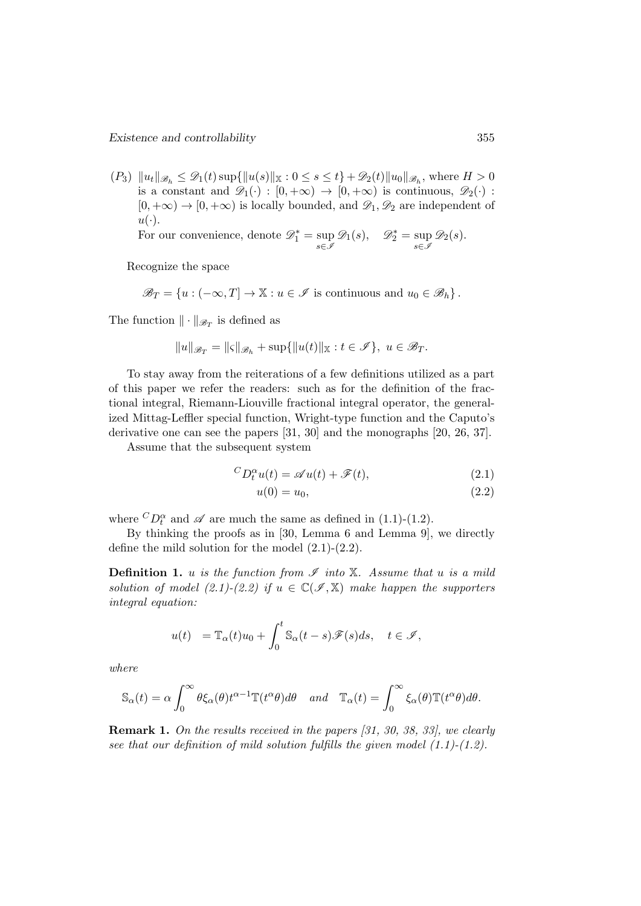$(P_3)$ $\|u_t\|_{\mathscr{B}_h} \leq \mathscr{D}_1(t)\sup\{\|u(s)\|_{\mathbb{X}} : 0 \leq s \leq t\} + \mathscr{D}_2(t)\|u_0\|_{\mathscr{B}_h}$, where $H > 0$ is a constant and $\mathscr{D}_1(\cdot) : [0, +\infty) \to [0, +\infty)$ is continuous, $\mathscr{D}_2(\cdot) : [0, +\infty) \to [0, +\infty)$ is locally bounded, and $\mathscr{D}_1, \mathscr{D}_2$ are independent of $u(\cdot)$.

For our convenience, denote $\mathscr{D}_1^* = \sup_{s\in\mathscr{I}} \mathscr{D}_1(s), \quad \mathscr{D}_2^* = \sup_{s\in\mathscr{I}} \mathscr{D}_2(s)$.

Recognize the space

$$\mathscr{B}_T = \{u : (-\infty, T] \to \mathbb{X} : u \in \mathscr{I} \text{ is continuous and } u_0 \in \mathscr{B}_h\}.$$

The function $\|\cdot\|_{\mathscr{B}_T}$ is defined as

$$\|u\|_{\mathscr{B}_T} = \|\varsigma\|_{\mathscr{B}_h} + \sup\{\|u(t)\|_{\mathbb{X}} : t \in \mathscr{I}\}, \ u \in \mathscr{B}_T.$$

To stay away from the reiterations of a few definitions utilized as a part of this paper we refer the readers: such as for the definition of the fractional integral, Riemann-Liouville fractional integral operator, the generalized Mittag-Leffler special function, Wright-type function and the Caputo's derivative one can see the papers [31, 30] and the monographs [20, 26, 37].

Assume that the subsequent system

$$^{C}D_t^{\alpha}u(t) = \mathscr{A}u(t) + \mathscr{F}(t), \tag{2.1}$$

$$u(0) = u_0, \tag{2.2}$$

where $^{C}D_t^{\alpha}$ and $\mathscr{A}$ are much the same as defined in (1.1)-(1.2).

By thinking the proofs as in [30, Lemma 6 and Lemma 9], we directly define the mild solution for the model (2.1)-(2.2).

**Definition 1.** *$u$ is the function from $\mathscr{I}$ into $\mathbb{X}$. Assume that $u$ is a mild solution of model (2.1)-(2.2) if $u \in \mathbb{C}(\mathscr{I}, \mathbb{X})$ make happen the supporters integral equation:*

$$u(t) \ = \mathbb{T}_{\alpha}(t)u_0 + \int_0^t \mathbb{S}_{\alpha}(t-s)\mathscr{F}(s)ds, \quad t \in \mathscr{I},$$

*where*

$$\mathbb{S}_{\alpha}(t) = \alpha\int_0^{\infty} \theta\xi_{\alpha}(\theta)t^{\alpha-1}\mathbb{T}(t^{\alpha}\theta)d\theta \quad \textit{and} \quad \mathbb{T}_{\alpha}(t) = \int_0^{\infty} \xi_{\alpha}(\theta)\mathbb{T}(t^{\alpha}\theta)d\theta.$$

**Remark 1.** *On the results received in the papers [31, 30, 38, 33], we clearly see that our definition of mild solution fulfills the given model (1.1)-(1.2).*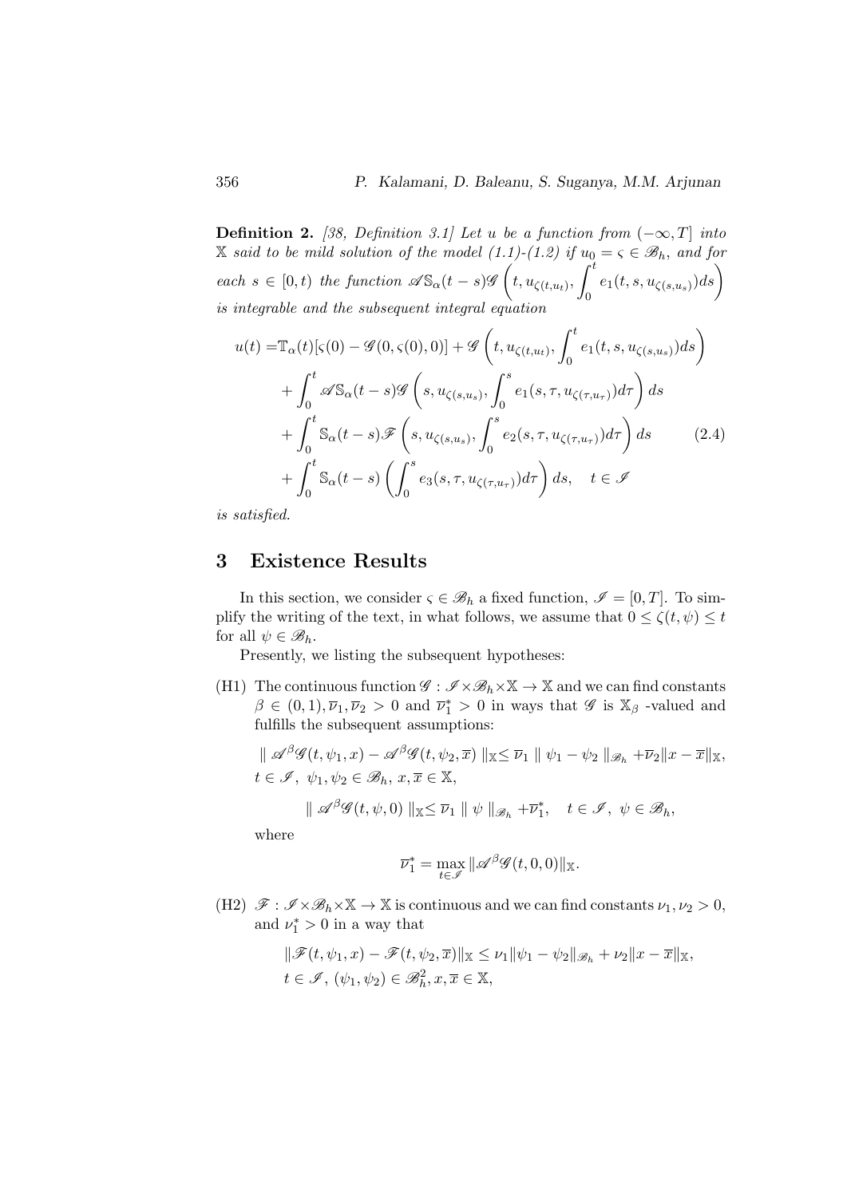**Definition 2.** *[38, Definition 3.1] Let $u$ be a function from $(-\infty, T]$ into $\mathbb{X}$ said to be mild solution of the model (1.1)-(1.2) if $u_0 = \varsigma \in \mathscr{B}_h$, and for each $s \in [0,t)$ the function $\mathscr{A}\mathbb{S}_\alpha(t-s)\mathscr{G}\left(t, u_{\zeta(t,u_t)}, \int_0^t e_1(t,s,u_{\zeta(s,u_s)})ds\right)$ is integrable and the subsequent integral equation*

$$
\begin{aligned}
u(t) =& \mathbb{T}_\alpha(t)[\varsigma(0) - \mathscr{G}(0, \varsigma(0), 0)] + \mathscr{G}\left(t, u_{\zeta(t,u_t)}, \int_0^t e_1(t,s,u_{\zeta(s,u_s)})ds\right) \\
&+ \int_0^t \mathscr{A}\mathbb{S}_\alpha(t-s)\mathscr{G}\left(s, u_{\zeta(s,u_s)}, \int_0^s e_1(s,\tau,u_{\zeta(\tau,u_\tau)})d\tau\right)ds \\
&+ \int_0^t \mathbb{S}_\alpha(t-s)\mathscr{F}\left(s, u_{\zeta(s,u_s)}, \int_0^s e_2(s,\tau,u_{\zeta(\tau,u_\tau)})d\tau\right)ds \qquad (2.4)\\
&+ \int_0^t \mathbb{S}_\alpha(t-s)\left(\int_0^s e_3(s,\tau,u_{\zeta(\tau,u_\tau)})d\tau\right)ds, \quad t \in \mathscr{I}
\end{aligned}
$$

*is satisfied.*

# 3 Existence Results

In this section, we consider $\varsigma \in \mathscr{B}_h$ a fixed function, $\mathscr{I} = [0,T]$. To simplify the writing of the text, in what follows, we assume that $0 \le \zeta(t,\psi) \le t$ for all $\psi \in \mathscr{B}_h$.

Presently, we listing the subsequent hypotheses:

(H1) The continuous function $\mathscr{G} : \mathscr{I} \times \mathscr{B}_h \times \mathbb{X} \to \mathbb{X}$ and we can find constants $\beta \in (0,1), \overline{\nu}_1, \overline{\nu}_2 > 0$ and $\overline{\nu}_1^* > 0$ in ways that $\mathscr{G}$ is $\mathbb{X}_\beta$ -valued and fulfills the subsequent assumptions:

$\| \mathscr{A}^\beta \mathscr{G}(t,\psi_1,x) - \mathscr{A}^\beta \mathscr{G}(t,\psi_2,\overline{x}) \|_{\mathbb{X}} \le \overline{\nu}_1 \| \psi_1 - \psi_2 \|_{\mathscr{B}_h} + \overline{\nu}_2 \|x - \overline{x}\|_{\mathbb{X}}$,
$t \in \mathscr{I},\ \psi_1, \psi_2 \in \mathscr{B}_h,\ x, \overline{x} \in \mathbb{X}$,

$$\| \mathscr{A}^\beta \mathscr{G}(t,\psi,0) \|_{\mathbb{X}} \le \overline{\nu}_1 \| \psi \|_{\mathscr{B}_h} + \overline{\nu}_1^*, \quad t \in \mathscr{I},\ \psi \in \mathscr{B}_h,$$

where

$$\overline{\nu}_1^* = \max_{t \in \mathscr{I}} \|\mathscr{A}^\beta \mathscr{G}(t,0,0)\|_{\mathbb{X}}.$$

(H2) $\mathscr{F} : \mathscr{I} \times \mathscr{B}_h \times \mathbb{X} \to \mathbb{X}$ is continuous and we can find constants $\nu_1, \nu_2 > 0$, and $\nu_1^* > 0$ in a way that

$\|\mathscr{F}(t,\psi_1,x) - \mathscr{F}(t,\psi_2,\overline{x})\|_{\mathbb{X}} \le \nu_1 \|\psi_1 - \psi_2\|_{\mathscr{B}_h} + \nu_2 \|x - \overline{x}\|_{\mathbb{X}}$,
$t \in \mathscr{I},\ (\psi_1, \psi_2) \in \mathscr{B}_h^2, x, \overline{x} \in \mathbb{X}$,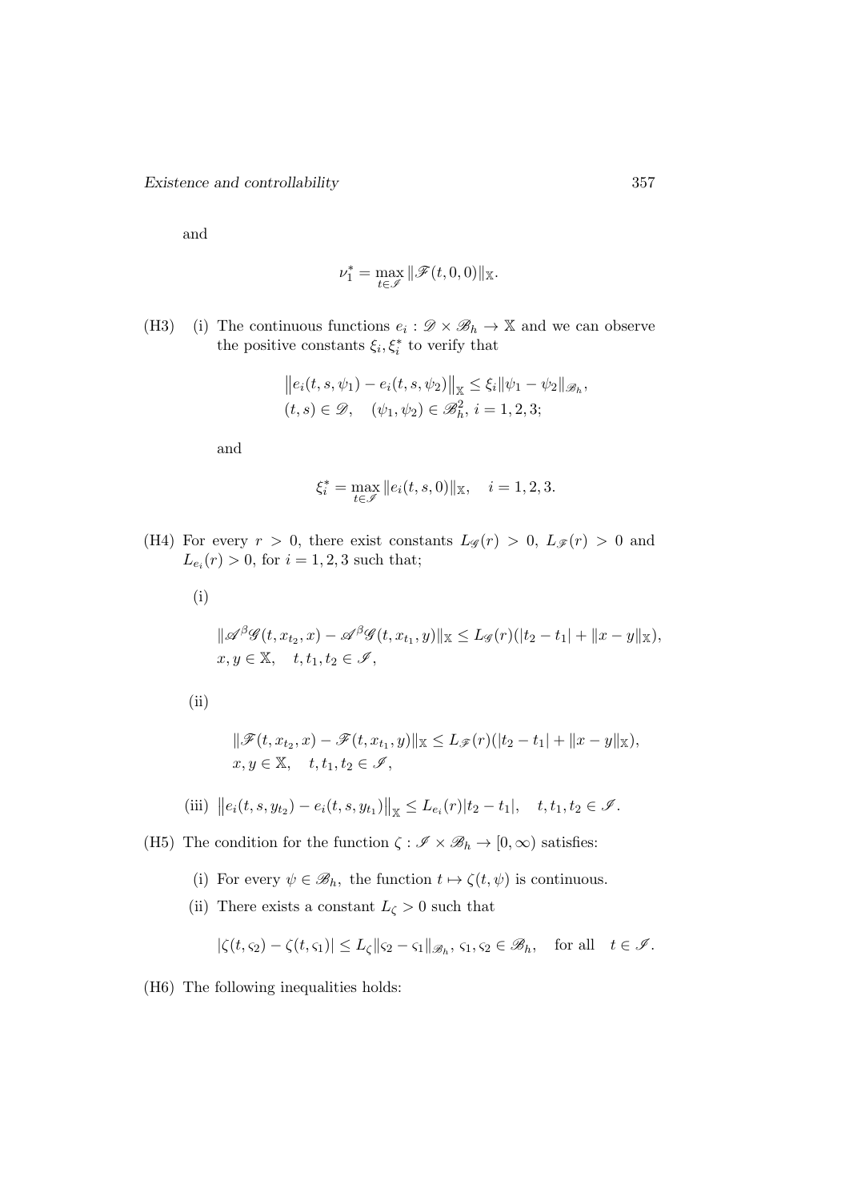and

$$\nu_1^* = \max_{t \in \mathscr{I}} \|\mathscr{F}(t, 0, 0)\|_{\mathbb{X}}.$$

(H3) (i) The continuous functions $e_i : \mathscr{D} \times \mathscr{B}_h \to \mathbb{X}$ and we can observe the positive constants $\xi_i, \xi_i^*$ to verify that

$$\begin{aligned}
&\left\| e_i(t, s, \psi_1) - e_i(t, s, \psi_2) \right\|_{\mathbb{X}} \leq \xi_i \|\psi_1 - \psi_2\|_{\mathscr{B}_h}, \\
&(t, s) \in \mathscr{D}, \quad (\psi_1, \psi_2) \in \mathscr{B}_h^2, \; i = 1, 2, 3;
\end{aligned}$$

and

$$\xi_i^* = \max_{t \in \mathscr{I}} \|e_i(t, s, 0)\|_{\mathbb{X}}, \quad i = 1, 2, 3.$$

(H4) For every $r > 0$, there exist constants $L_{\mathscr{G}}(r) > 0$, $L_{\mathscr{F}}(r) > 0$ and $L_{e_i}(r) > 0$, for $i = 1, 2, 3$ such that;

(i)

$$\begin{aligned}
&\|\mathscr{A}^\beta \mathscr{G}(t, x_{t_2}, x) - \mathscr{A}^\beta \mathscr{G}(t, x_{t_1}, y)\|_{\mathbb{X}} \leq L_{\mathscr{G}}(r)(|t_2 - t_1| + \|x - y\|_{\mathbb{X}}), \\
&x, y \in \mathbb{X}, \quad t, t_1, t_2 \in \mathscr{I},
\end{aligned}$$

(ii)

$$\begin{aligned}
&\|\mathscr{F}(t, x_{t_2}, x) - \mathscr{F}(t, x_{t_1}, y)\|_{\mathbb{X}} \leq L_{\mathscr{F}}(r)(|t_2 - t_1| + \|x - y\|_{\mathbb{X}}), \\
&x, y \in \mathbb{X}, \quad t, t_1, t_2 \in \mathscr{I},
\end{aligned}$$

(iii) $\left\| e_i(t, s, y_{t_2}) - e_i(t, s, y_{t_1}) \right\|_{\mathbb{X}} \leq L_{e_i}(r)|t_2 - t_1|, \quad t, t_1, t_2 \in \mathscr{I}.$

(H5) The condition for the function $\zeta : \mathscr{I} \times \mathscr{B}_h \to [0, \infty)$ satisfies:

(i) For every $\psi \in \mathscr{B}_h$, the function $t \mapsto \zeta(t, \psi)$ is continuous.

(ii) There exists a constant $L_\zeta > 0$ such that

$$|\zeta(t, \varsigma_2) - \zeta(t, \varsigma_1)| \leq L_\zeta \|\varsigma_2 - \varsigma_1\|_{\mathscr{B}_h}, \; \varsigma_1, \varsigma_2 \in \mathscr{B}_h, \quad \text{for all} \quad t \in \mathscr{I}.$$

(H6) The following inequalities holds: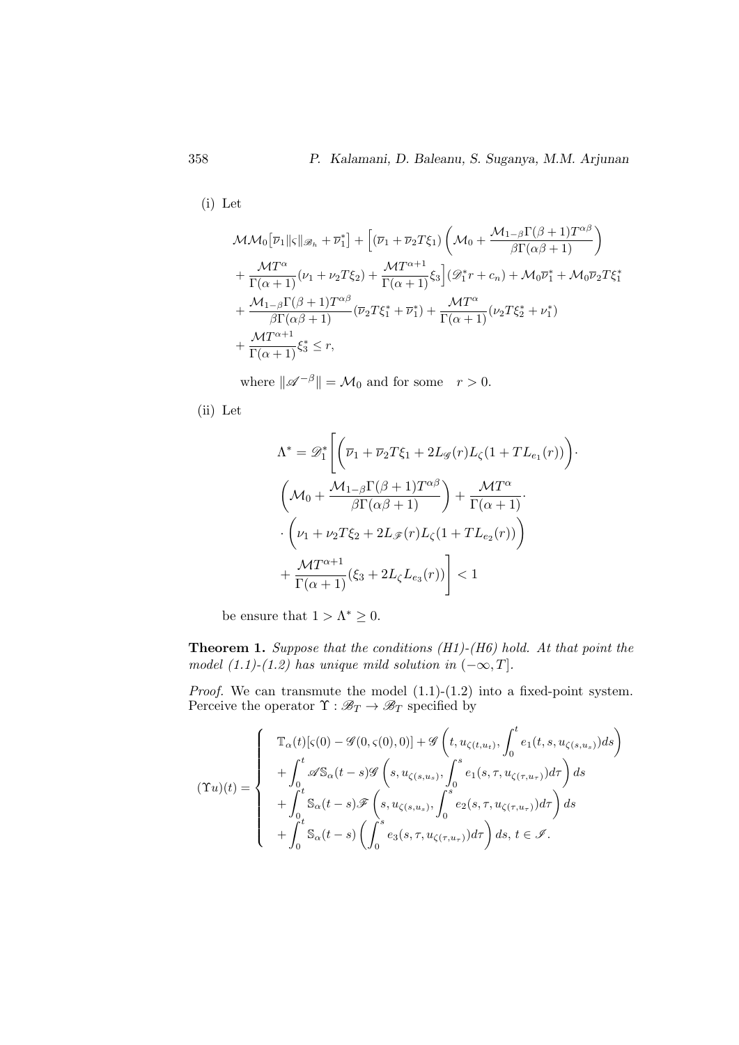(i) Let

$$
\begin{aligned}
&\mathcal{M}\mathcal{M}_0\big[\overline{\nu}_1\|\varsigma\|_{\mathscr{B}_h} + \overline{\nu}_1^*\big] + \Big[(\overline{\nu}_1 + \overline{\nu}_2 T\xi_1)\left(\mathcal{M}_0 + \frac{\mathcal{M}_{1-\beta}\Gamma(\beta+1)T^{\alpha\beta}}{\beta\Gamma(\alpha\beta+1)}\right) \\
&+ \frac{\mathcal{M}T^{\alpha}}{\Gamma(\alpha+1)}(\nu_1 + \nu_2 T\xi_2) + \frac{\mathcal{M}T^{\alpha+1}}{\Gamma(\alpha+1)}\xi_3\Big](\mathscr{D}_1^* r + c_n) + \mathcal{M}_0\overline{\nu}_1^* + \mathcal{M}_0\overline{\nu}_2 T\xi_1^* \\
&+ \frac{\mathcal{M}_{1-\beta}\Gamma(\beta+1)T^{\alpha\beta}}{\beta\Gamma(\alpha\beta+1)}(\overline{\nu}_2 T\xi_1^* + \overline{\nu}_1^*) + \frac{\mathcal{M}T^{\alpha}}{\Gamma(\alpha+1)}(\nu_2 T\xi_2^* + \nu_1^*) \\
&+ \frac{\mathcal{M}T^{\alpha+1}}{\Gamma(\alpha+1)}\xi_3^* \le r,
\end{aligned}
$$

where $\|\mathscr{A}^{-\beta}\| = \mathcal{M}_0$ and for some $r > 0$.

(ii) Let

$$
\begin{aligned}
\Lambda^* = \mathscr{D}_1^* \Bigg[ &\bigg(\overline{\nu}_1 + \overline{\nu}_2 T\xi_1 + 2L_{\mathscr{G}}(r)L_{\zeta}(1 + TL_{e_1}(r))\bigg) \cdot \\
&\left(\mathcal{M}_0 + \frac{\mathcal{M}_{1-\beta}\Gamma(\beta+1)T^{\alpha\beta}}{\beta\Gamma(\alpha\beta+1)}\right) + \frac{\mathcal{M}T^{\alpha}}{\Gamma(\alpha+1)} \cdot \\
&\cdot \bigg(\nu_1 + \nu_2 T\xi_2 + 2L_{\mathscr{F}}(r)L_{\zeta}(1 + TL_{e_2}(r))\bigg) \\
&+ \frac{\mathcal{M}T^{\alpha+1}}{\Gamma(\alpha+1)}(\xi_3 + 2L_{\zeta}L_{e_3}(r))\Bigg] < 1
\end{aligned}
$$

be ensure that $1 > \Lambda^* \ge 0$.

**Theorem 1.** *Suppose that the conditions (H1)-(H6) hold. At that point the model (1.1)-(1.2) has unique mild solution in $(-\infty, T]$.*

*Proof.* We can transmute the model (1.1)-(1.2) into a fixed-point system. Perceive the operator $\Upsilon : \mathscr{B}_T \to \mathscr{B}_T$ specified by

$$
(\Upsilon u)(t) = \left\{
\begin{array}{l}
\mathbb{T}_{\alpha}(t)[\varsigma(0) - \mathscr{G}(0, \varsigma(0), 0)] + \mathscr{G}\left(t, u_{\zeta(t,u_t)}, \displaystyle\int_0^t e_1(t, s, u_{\zeta(s,u_s)})ds\right) \\
+ \displaystyle\int_0^t \mathscr{A}\mathbb{S}_{\alpha}(t-s)\mathscr{G}\left(s, u_{\zeta(s,u_s)}, \int_0^s e_1(s, \tau, u_{\zeta(\tau,u_\tau)})d\tau\right) ds \\
+ \displaystyle\int_0^t \mathbb{S}_{\alpha}(t-s)\mathscr{F}\left(s, u_{\zeta(s,u_s)}, \int_0^s e_2(s, \tau, u_{\zeta(\tau,u_\tau)})d\tau\right) ds \\
+ \displaystyle\int_0^t \mathbb{S}_{\alpha}(t-s)\left(\int_0^s e_3(s, \tau, u_{\zeta(\tau,u_\tau)})d\tau\right) ds, \; t \in \mathscr{I}.
\end{array}
\right.
$$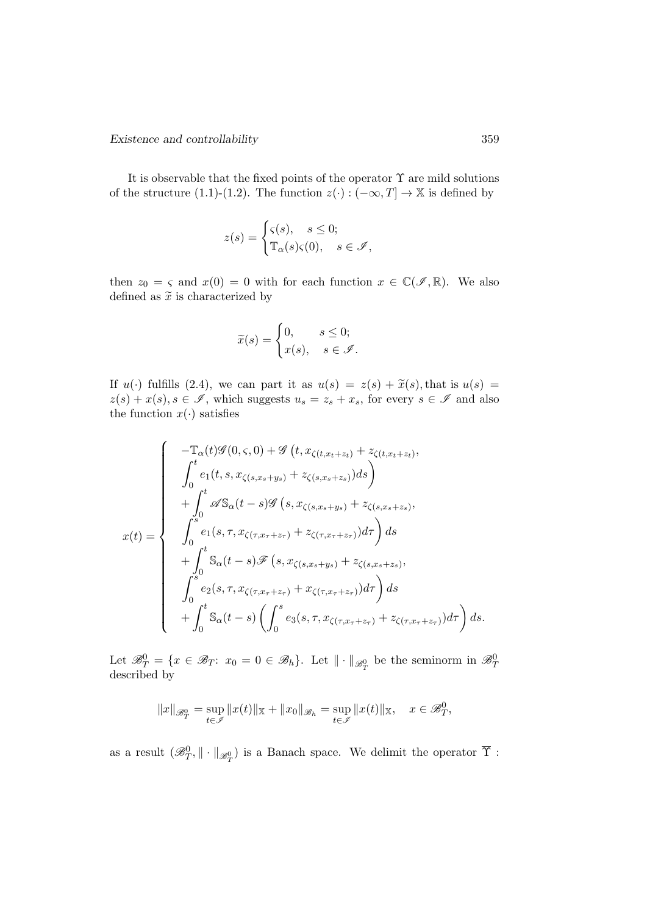It is observable that the fixed points of the operator $\Upsilon$ are mild solutions of the structure (1.1)-(1.2). The function $z(\cdot) : (-\infty, T] \to \mathbb{X}$ is defined by

$$
z(s) = \begin{cases} \varsigma(s), & s \leq 0; \\ \mathbb{T}_\alpha(s)\varsigma(0), & s \in \mathscr{I}, \end{cases}
$$

then $z_0 = \varsigma$ and $x(0) = 0$ with for each function $x \in \mathbb{C}(\mathscr{I}, \mathbb{R})$. We also defined as $\widetilde{x}$ is characterized by

$$
\widetilde{x}(s) = \begin{cases} 0, & s \leq 0; \\ x(s), & s \in \mathscr{I}. \end{cases}
$$

If $u(\cdot)$ fulfills (2.4), we can part it as $u(s) = z(s) + \widetilde{x}(s)$, that is $u(s) = z(s) + x(s), s \in \mathscr{I}$, which suggests $u_s = z_s + x_s$, for every $s \in \mathscr{I}$ and also the function $x(\cdot)$ satisfies

$$
x(t) = \begin{cases}
-\mathbb{T}_\alpha(t)\mathscr{G}(0, \varsigma, 0) + \mathscr{G}\big(t, x_{\zeta(t, x_t + z_t)} + z_{\zeta(t, x_t + z_t)}, \\
\displaystyle\int_0^t e_1(t, s, x_{\zeta(s, x_s + y_s)} + z_{\zeta(s, x_s + z_s)}) ds\Big) \\
+ \displaystyle\int_0^t \mathscr{A}\mathbb{S}_\alpha(t-s)\mathscr{G}\big(s, x_{\zeta(s, x_s + y_s)} + z_{\zeta(s, x_s + z_s)}, \\
\displaystyle\int_0^s e_1(s, \tau, x_{\zeta(\tau, x_\tau + z_\tau)} + z_{\zeta(\tau, x_\tau + z_\tau)}) d\tau\Big) ds \\
+ \displaystyle\int_0^t \mathbb{S}_\alpha(t-s)\mathscr{F}\big(s, x_{\zeta(s, x_s + y_s)} + z_{\zeta(s, x_s + z_s)}, \\
\displaystyle\int_0^s e_2(s, \tau, x_{\zeta(\tau, x_\tau + z_\tau)} + x_{\zeta(\tau, x_\tau + z_\tau)}) d\tau\Big) ds \\
+ \displaystyle\int_0^t \mathbb{S}_\alpha(t-s)\left(\int_0^s e_3(s, \tau, x_{\zeta(\tau, x_\tau + z_\tau)} + z_{\zeta(\tau, x_\tau + z_\tau)}) d\tau\right) ds.
\end{cases}
$$

Let $\mathscr{B}_T^0 = \{x \in \mathscr{B}_T\colon\ x_0 = 0 \in \mathscr{B}_h\}$. Let $\|\cdot\|_{\mathscr{B}_T^0}$ be the seminorm in $\mathscr{B}_T^0$ described by

$$
\|x\|_{\mathscr{B}_T^0} = \sup_{t \in \mathscr{I}} \|x(t)\|_{\mathbb{X}} + \|x_0\|_{\mathscr{B}_h} = \sup_{t \in \mathscr{I}} \|x(t)\|_{\mathbb{X}}, \quad x \in \mathscr{B}_T^0,
$$

as a result $(\mathscr{B}_T^0, \|\cdot\|_{\mathscr{B}_T^0})$ is a Banach space. We delimit the operator $\overline{\Upsilon}$ :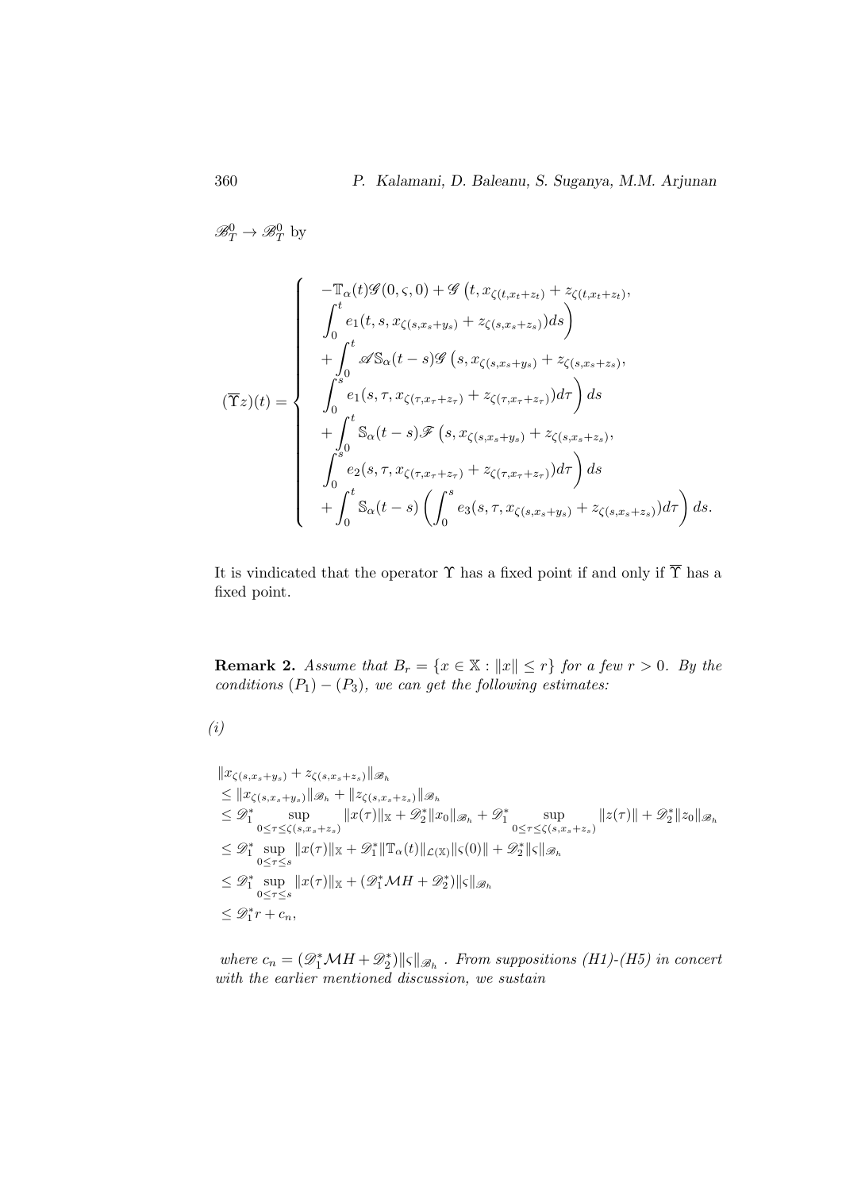$\mathscr{B}_T^0 \to \mathscr{B}_T^0$ by

$$
(\overline{\Upsilon}z)(t) = \left\{ \begin{array}{l}
-\mathbb{T}_\alpha(t)\mathscr{G}(0,\varsigma,0) + \mathscr{G}\big(t, x_{\zeta(t,x_t+z_t)} + z_{\zeta(t,x_t+z_t)}, \\
\displaystyle\int_0^t e_1(t,s,x_{\zeta(s,x_s+y_s)} + z_{\zeta(s,x_s+z_s)})ds\Big) \\
\displaystyle + \int_0^t \mathscr{A}\mathbb{S}_\alpha(t-s)\mathscr{G}\big(s, x_{\zeta(s,x_s+y_s)} + z_{\zeta(s,x_s+z_s)}, \\
\displaystyle\int_0^s e_1(s,\tau,x_{\zeta(\tau,x_\tau+z_\tau)} + z_{\zeta(\tau,x_\tau+z_\tau)})d\tau\Big)\, ds \\
\displaystyle + \int_0^t \mathbb{S}_\alpha(t-s)\mathscr{F}\big(s, x_{\zeta(s,x_s+y_s)} + z_{\zeta(s,x_s+z_s)}, \\
\displaystyle\int_0^s e_2(s,\tau,x_{\zeta(\tau,x_\tau+z_\tau)} + z_{\zeta(\tau,x_\tau+z_\tau)})d\tau\Big)\, ds \\
\displaystyle + \int_0^t \mathbb{S}_\alpha(t-s)\left(\int_0^s e_3(s,\tau,x_{\zeta(s,x_s+y_s)} + z_{\zeta(s,x_s+z_s)})d\tau\right) ds.
\end{array} \right.
$$

It is vindicated that the operator $\Upsilon$ has a fixed point if and only if $\overline{\Upsilon}$ has a fixed point.

**Remark 2.** *Assume that $B_r = \{x \in \mathbb{X} : \|x\| \le r\}$ for a few $r > 0$. By the conditions $(P_1)-(P_3)$, we can get the following estimates:*

*(i)*

$$
\begin{aligned}
&\|x_{\zeta(s,x_s+y_s)} + z_{\zeta(s,x_s+z_s)}\|_{\mathscr{B}_h} \\
&\le \|x_{\zeta(s,x_s+y_s)}\|_{\mathscr{B}_h} + \|z_{\zeta(s,x_s+z_s)}\|_{\mathscr{B}_h} \\
&\le \mathscr{D}_1^* \sup_{0\le\tau\le\zeta(s,x_s+z_s)} \|x(\tau)\|_{\mathbb{X}} + \mathscr{D}_2^*\|x_0\|_{\mathscr{B}_h} + \mathscr{D}_1^* \sup_{0\le\tau\le\zeta(s,x_s+z_s)} \|z(\tau)\| + \mathscr{D}_2^*\|z_0\|_{\mathscr{B}_h} \\
&\le \mathscr{D}_1^* \sup_{0\le\tau\le s} \|x(\tau)\|_{\mathbb{X}} + \mathscr{D}_1^*\|\mathbb{T}_\alpha(t)\|_{\mathcal{L}(\mathbb{X})}\|\varsigma(0)\| + \mathscr{D}_2^*\|\varsigma\|_{\mathscr{B}_h} \\
&\le \mathscr{D}_1^* \sup_{0\le\tau\le s} \|x(\tau)\|_{\mathbb{X}} + (\mathscr{D}_1^*\mathcal{M}H + \mathscr{D}_2^*)\|\varsigma\|_{\mathscr{B}_h} \\
&\le \mathscr{D}_1^* r + c_n,
\end{aligned}
$$

*where $c_n = (\mathscr{D}_1^*\mathcal{M}H + \mathscr{D}_2^*)\|\varsigma\|_{\mathscr{B}_h}$ . From suppositions (H1)-(H5) in concert with the earlier mentioned discussion, we sustain*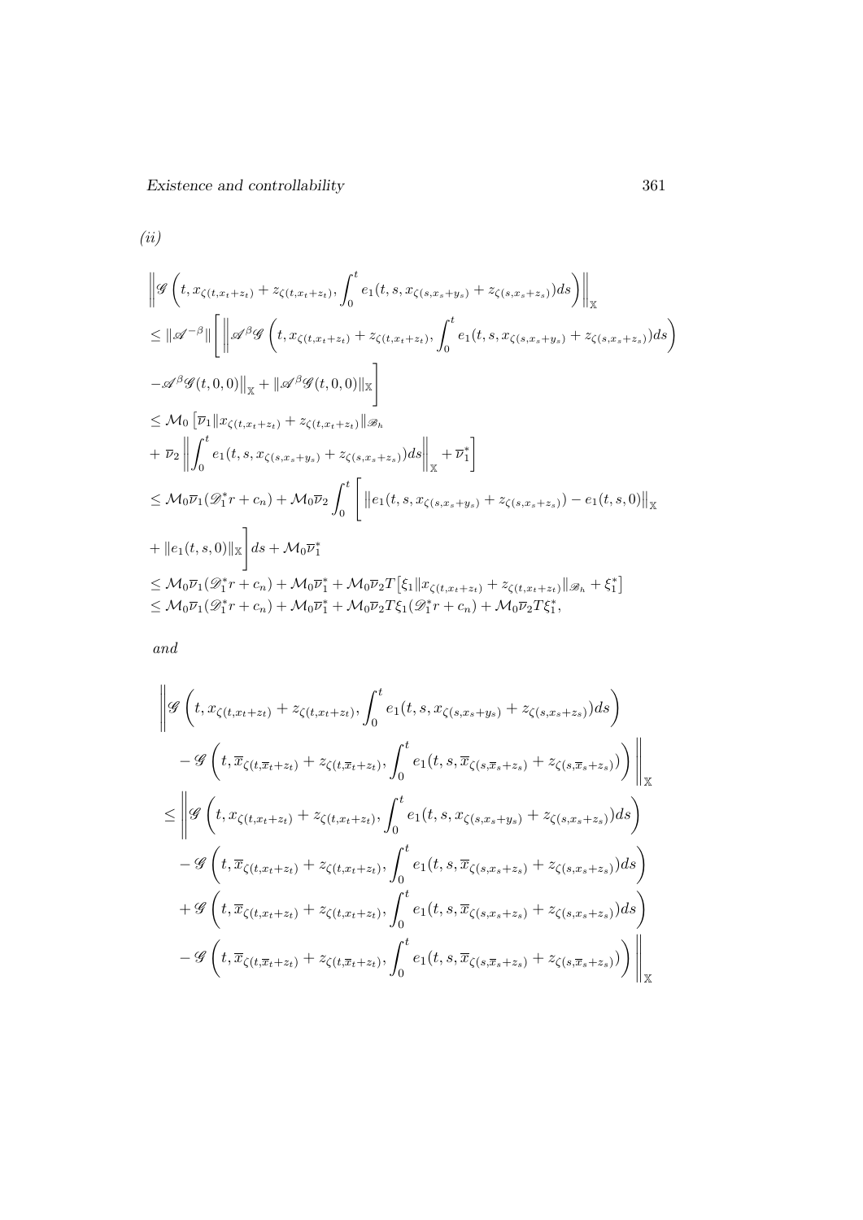*(ii)*

$$
\begin{aligned}
&\left\|\mathscr{G}\left(t, x_{\zeta(t,x_t+z_t)}+z_{\zeta(t,x_t+z_t)}, \int_0^t e_1(t,s,x_{\zeta(s,x_s+y_s)}+z_{\zeta(s,x_s+z_s)})ds\right)\right\|_{\mathbb{X}} \\
&\leq \|\mathscr{A}^{-\beta}\|\Bigg[\left\|\mathscr{A}^{\beta}\mathscr{G}\left(t, x_{\zeta(t,x_t+z_t)}+z_{\zeta(t,x_t+z_t)}, \int_0^t e_1(t,s,x_{\zeta(s,x_s+y_s)}+z_{\zeta(s,x_s+z_s)})ds\right)\right. \\
&\left. -\mathscr{A}^{\beta}\mathscr{G}(t,0,0)\right\|_{\mathbb{X}} + \|\mathscr{A}^{\beta}\mathscr{G}(t,0,0)\|_{\mathbb{X}}\Bigg] \\
&\leq \mathcal{M}_0\Big[\overline{\nu}_1\|x_{\zeta(t,x_t+z_t)}+z_{\zeta(t,x_t+z_t)}\|_{\mathscr{B}_h} \\
&+\overline{\nu}_2\left\|\int_0^t e_1(t,s,x_{\zeta(s,x_s+y_s)}+z_{\zeta(s,x_s+z_s)})ds\right\|_{\mathbb{X}}+\overline{\nu}_1^*\Big] \\
&\leq \mathcal{M}_0\overline{\nu}_1(\mathscr{D}_1^* r+c_n)+\mathcal{M}_0\overline{\nu}_2\int_0^t\Bigg[\left\|e_1(t,s,x_{\zeta(s,x_s+y_s)}+z_{\zeta(s,x_s+z_s)})-e_1(t,s,0)\right\|_{\mathbb{X}} \\
&+\|e_1(t,s,0)\|_{\mathbb{X}}\Bigg]ds+\mathcal{M}_0\overline{\nu}_1^* \\
&\leq \mathcal{M}_0\overline{\nu}_1(\mathscr{D}_1^* r+c_n)+\mathcal{M}_0\overline{\nu}_1^*+\mathcal{M}_0\overline{\nu}_2 T\big[\xi_1\|x_{\zeta(t,x_t+z_t)}+z_{\zeta(t,x_t+z_t)}\|_{\mathscr{B}_h}+\xi_1^*\big] \\
&\leq \mathcal{M}_0\overline{\nu}_1(\mathscr{D}_1^* r+c_n)+\mathcal{M}_0\overline{\nu}_1^*+\mathcal{M}_0\overline{\nu}_2 T\xi_1(\mathscr{D}_1^* r+c_n)+\mathcal{M}_0\overline{\nu}_2 T\xi_1^*,
\end{aligned}
$$

*and*

$$
\begin{aligned}
&\Bigg\|\mathscr{G}\left(t, x_{\zeta(t,x_t+z_t)}+z_{\zeta(t,x_t+z_t)}, \int_0^t e_1(t,s,x_{\zeta(s,x_s+y_s)}+z_{\zeta(s,x_s+z_s)})ds\right) \\
&\quad -\mathscr{G}\left(t, \overline{x}_{\zeta(t,\overline{x}_t+z_t)}+z_{\zeta(t,\overline{x}_t+z_t)}, \int_0^t e_1(t,s,\overline{x}_{\zeta(s,\overline{x}_s+z_s)}+z_{\zeta(s,\overline{x}_s+z_s)})\right)\Bigg\|_{\mathbb{X}} \\
&\leq \Bigg\|\mathscr{G}\left(t, x_{\zeta(t,x_t+z_t)}+z_{\zeta(t,x_t+z_t)}, \int_0^t e_1(t,s,x_{\zeta(s,x_s+y_s)}+z_{\zeta(s,x_s+z_s)})ds\right) \\
&\quad -\mathscr{G}\left(t, \overline{x}_{\zeta(t,x_t+z_t)}+z_{\zeta(t,x_t+z_t)}, \int_0^t e_1(t,s,\overline{x}_{\zeta(s,x_s+z_s)}+z_{\zeta(s,x_s+z_s)})ds\right) \\
&\quad +\mathscr{G}\left(t, \overline{x}_{\zeta(t,x_t+z_t)}+z_{\zeta(t,x_t+z_t)}, \int_0^t e_1(t,s,\overline{x}_{\zeta(s,x_s+z_s)}+z_{\zeta(s,x_s+z_s)})ds\right) \\
&\quad -\mathscr{G}\left(t, \overline{x}_{\zeta(t,\overline{x}_t+z_t)}+z_{\zeta(t,\overline{x}_t+z_t)}, \int_0^t e_1(t,s,\overline{x}_{\zeta(s,\overline{x}_s+z_s)}+z_{\zeta(s,\overline{x}_s+z_s)})\right)\Bigg\|_{\mathbb{X}}
\end{aligned}
$$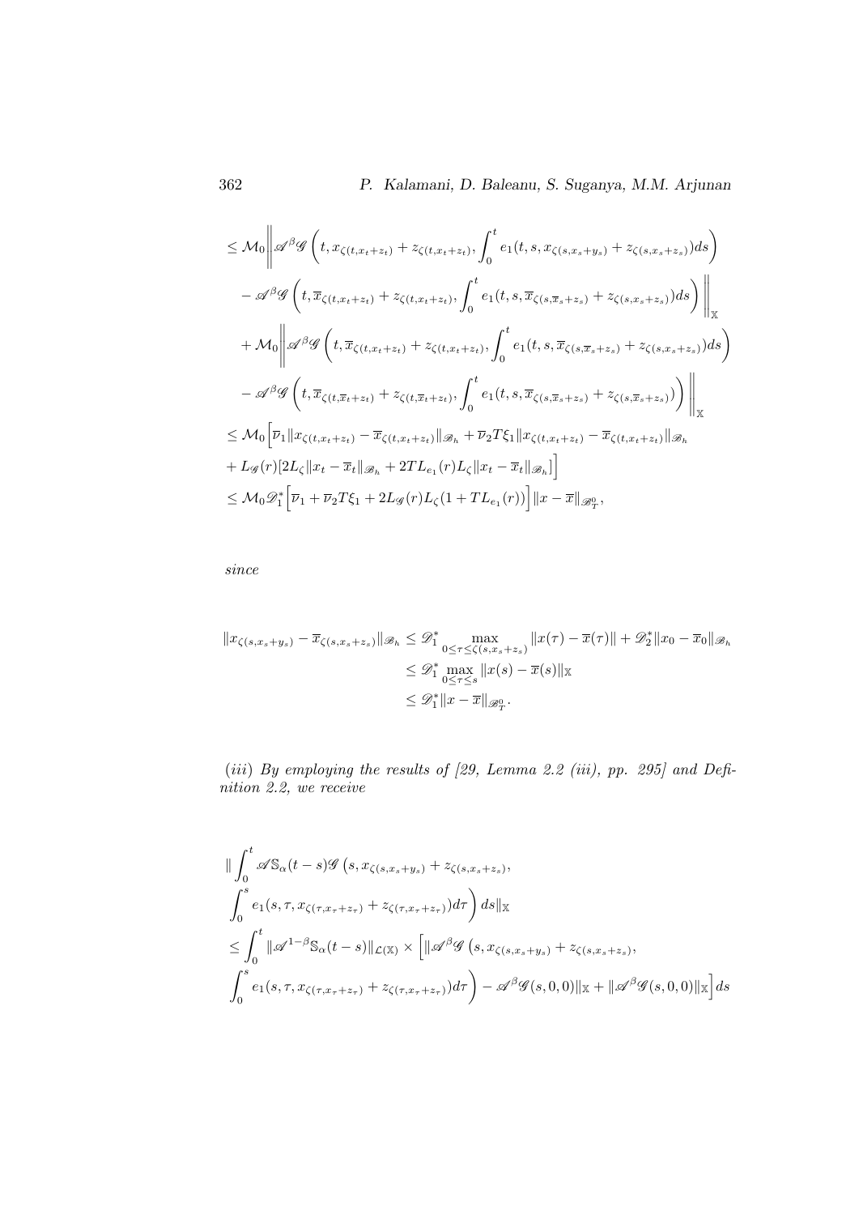$$
\begin{aligned}
&\leq \mathcal{M}_0 \bigg\| \mathscr{A}^{\beta}\mathscr{G}\left(t, x_{\zeta(t,x_t+z_t)} + z_{\zeta(t,x_t+z_t)}, \int_0^t e_1(t,s,x_{\zeta(s,x_s+y_s)} + z_{\zeta(s,x_s+z_s)})ds\right) \\
&\quad - \mathscr{A}^{\beta}\mathscr{G}\left(t, \overline{x}_{\zeta(t,x_t+z_t)} + z_{\zeta(t,x_t+z_t)}, \int_0^t e_1(t,s,\overline{x}_{\zeta(s,\overline{x}_s+z_s)} + z_{\zeta(s,x_s+z_s)})ds\right) \bigg\|_{\mathbb{X}} \\
&\quad + \mathcal{M}_0 \bigg\| \mathscr{A}^{\beta}\mathscr{G}\left(t, \overline{x}_{\zeta(t,x_t+z_t)} + z_{\zeta(t,x_t+z_t)}, \int_0^t e_1(t,s,\overline{x}_{\zeta(s,\overline{x}_s+z_s)} + z_{\zeta(s,x_s+z_s)})ds\right) \\
&\quad - \mathscr{A}^{\beta}\mathscr{G}\left(t, \overline{x}_{\zeta(t,\overline{x}_t+z_t)} + z_{\zeta(t,\overline{x}_t+z_t)}, \int_0^t e_1(t,s,\overline{x}_{\zeta(s,\overline{x}_s+z_s)} + z_{\zeta(s,\overline{x}_s+z_s)})\right) \bigg\|_{\mathbb{X}} \\
&\leq \mathcal{M}_0 \Big[ \overline{\nu}_1 \| x_{\zeta(t,x_t+z_t)} - \overline{x}_{\zeta(t,x_t+z_t)} \|_{\mathscr{B}_h} + \overline{\nu}_2 T \xi_1 \| x_{\zeta(t,x_t+z_t)} - \overline{x}_{\zeta(t,x_t+z_t)} \|_{\mathscr{B}_h} \\
&\quad + L_{\mathscr{G}}(r)[2L_{\zeta}\|x_t - \overline{x}_t\|_{\mathscr{B}_h} + 2TL_{e_1}(r)L_{\zeta}\|x_t - \overline{x}_t\|_{\mathscr{B}_h}] \Big] \\
&\leq \mathcal{M}_0 \mathscr{D}_1^* \Big[ \overline{\nu}_1 + \overline{\nu}_2 T\xi_1 + 2L_{\mathscr{G}}(r)L_{\zeta}(1 + TL_{e_1}(r)) \Big] \|x - \overline{x}\|_{\mathscr{B}_T^0},
\end{aligned}
$$

*since*

$$
\begin{aligned}
\|x_{\zeta(s,x_s+y_s)} - \overline{x}_{\zeta(s,x_s+z_s)}\|_{\mathscr{B}_h} &\leq \mathscr{D}_1^* \max_{0\leq\tau\leq\zeta(s,x_s+z_s)} \|x(\tau) - \overline{x}(\tau)\| + \mathscr{D}_2^* \|x_0 - \overline{x}_0\|_{\mathscr{B}_h} \\
&\leq \mathscr{D}_1^* \max_{0\leq\tau\leq s} \|x(s) - \overline{x}(s)\|_{\mathbb{X}} \\
&\leq \mathscr{D}_1^* \|x - \overline{x}\|_{\mathscr{B}_T^0}.
\end{aligned}
$$

*(iii) By employing the results of [29, Lemma 2.2 (iii), pp. 295] and Definition 2.2, we receive*

$$
\begin{aligned}
&\| \int_0^t \mathscr{A}\mathbb{S}_{\alpha}(t-s)\mathscr{G}\left(s, x_{\zeta(s,x_s+y_s)} + z_{\zeta(s,x_s+z_s)},\right. \\
&\left.\int_0^s e_1(s,\tau,x_{\zeta(\tau,x_\tau+z_\tau)} + z_{\zeta(\tau,x_\tau+z_\tau)})d\tau\right) ds \|_{\mathbb{X}} \\
&\leq \int_0^t \|\mathscr{A}^{1-\beta}\mathbb{S}_{\alpha}(t-s)\|_{\mathcal{L}(\mathbb{X})} \times \Big[ \|\mathscr{A}^{\beta}\mathscr{G}\left(s, x_{\zeta(s,x_s+y_s)} + z_{\zeta(s,x_s+z_s)},\right. \\
&\left.\int_0^s e_1(s,\tau,x_{\zeta(\tau,x_\tau+z_\tau)} + z_{\zeta(\tau,x_\tau+z_\tau)})d\tau\right) - \mathscr{A}^{\beta}\mathscr{G}(s,0,0)\|_{\mathbb{X}} + \|\mathscr{A}^{\beta}\mathscr{G}(s,0,0)\|_{\mathbb{X}} \Big] ds
\end{aligned}
$$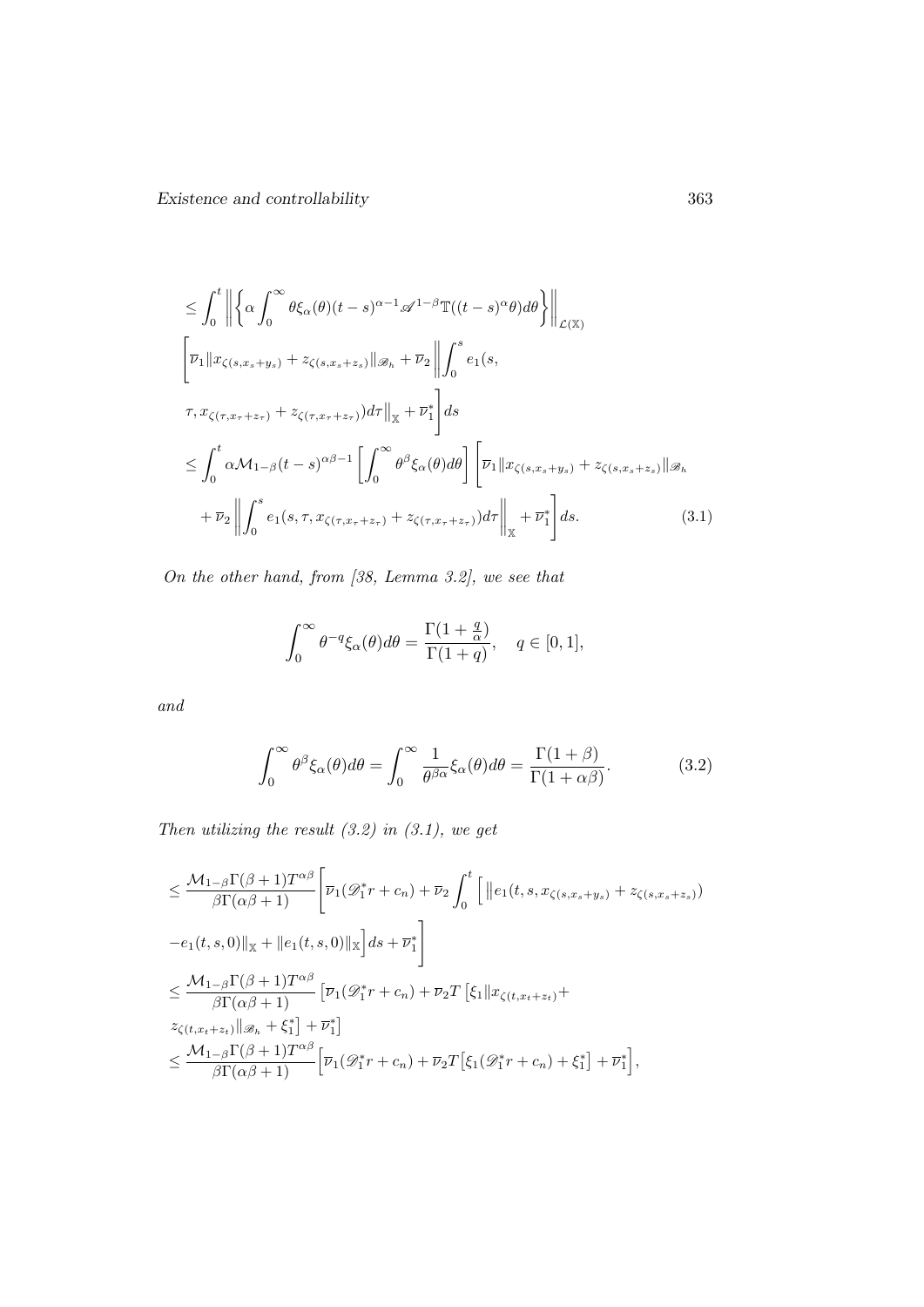$$
\begin{aligned}
&\leq \int_0^t \left\| \left\{ \alpha \int_0^\infty \theta \xi_\alpha(\theta)(t-s)^{\alpha-1} \mathscr{A}^{1-\beta} \mathbb{T}((t-s)^\alpha \theta) d\theta \right\} \right\|_{\mathcal{L}(\mathbb{X})} \\
&\left[ \overline{\nu}_1 \|x_{\zeta(s,x_s+y_s)} + z_{\zeta(s,x_s+z_s)}\|_{\mathscr{B}_h} + \overline{\nu}_2 \left\| \int_0^s e_1(s, \right.\right. \\
&\left.\left. \tau, x_{\zeta(\tau,x_\tau+z_\tau)} + z_{\zeta(\tau,x_\tau+z_\tau)}) d\tau \right\|_{\mathbb{X}} + \overline{\nu}_1^* \right] ds \\
&\leq \int_0^t \alpha \mathcal{M}_{1-\beta}(t-s)^{\alpha\beta-1} \left[ \int_0^\infty \theta^\beta \xi_\alpha(\theta) d\theta \right] \left[ \overline{\nu}_1 \|x_{\zeta(s,x_s+y_s)} + z_{\zeta(s,x_s+z_s)}\|_{\mathscr{B}_h} \right. \\
&\quad \left. + \overline{\nu}_2 \left\| \int_0^s e_1(s,\tau,x_{\zeta(\tau,x_\tau+z_\tau)} + z_{\zeta(\tau,x_\tau+z_\tau)}) d\tau \right\|_{\mathbb{X}} + \overline{\nu}_1^* \right] ds. \qquad (3.1)
\end{aligned}
$$

*On the other hand, from [38, Lemma 3.2], we see that*

$$
\int_0^\infty \theta^{-q} \xi_\alpha(\theta) d\theta = \frac{\Gamma(1+\frac{q}{\alpha})}{\Gamma(1+q)}, \quad q \in [0,1],
$$

*and*

$$
\int_0^\infty \theta^\beta \xi_\alpha(\theta) d\theta = \int_0^\infty \frac{1}{\theta^{\beta\alpha}} \xi_\alpha(\theta) d\theta = \frac{\Gamma(1+\beta)}{\Gamma(1+\alpha\beta)}. \qquad (3.2)
$$

*Then utilizing the result (3.2) in (3.1), we get*

$$
\begin{aligned}
&\leq \frac{\mathcal{M}_{1-\beta}\Gamma(\beta+1)T^{\alpha\beta}}{\beta\Gamma(\alpha\beta+1)} \left[ \overline{\nu}_1(\mathscr{D}_1^* r + c_n) + \overline{\nu}_2 \int_0^t \Big[ \|e_1(t,s,x_{\zeta(s,x_s+y_s)} + z_{\zeta(s,x_s+z_s)}) \right. \\
&\left. -e_1(t,s,0)\|_{\mathbb{X}} + \|e_1(t,s,0)\|_{\mathbb{X}} \Big] ds + \overline{\nu}_1^* \right] \\
&\leq \frac{\mathcal{M}_{1-\beta}\Gamma(\beta+1)T^{\alpha\beta}}{\beta\Gamma(\alpha\beta+1)} \left[ \overline{\nu}_1(\mathscr{D}_1^* r + c_n) + \overline{\nu}_2 T \left[ \xi_1 \|x_{\zeta(t,x_t+z_t)} + \right.\right. \\
&\left.\left. z_{\zeta(t,x_t+z_t)}\|_{\mathscr{B}_h} + \xi_1^* \right] + \overline{\nu}_1^* \right] \\
&\leq \frac{\mathcal{M}_{1-\beta}\Gamma(\beta+1)T^{\alpha\beta}}{\beta\Gamma(\alpha\beta+1)} \Big[ \overline{\nu}_1(\mathscr{D}_1^* r + c_n) + \overline{\nu}_2 T \big[ \xi_1(\mathscr{D}_1^* r + c_n) + \xi_1^* \big] + \overline{\nu}_1^* \Big],
\end{aligned}
$$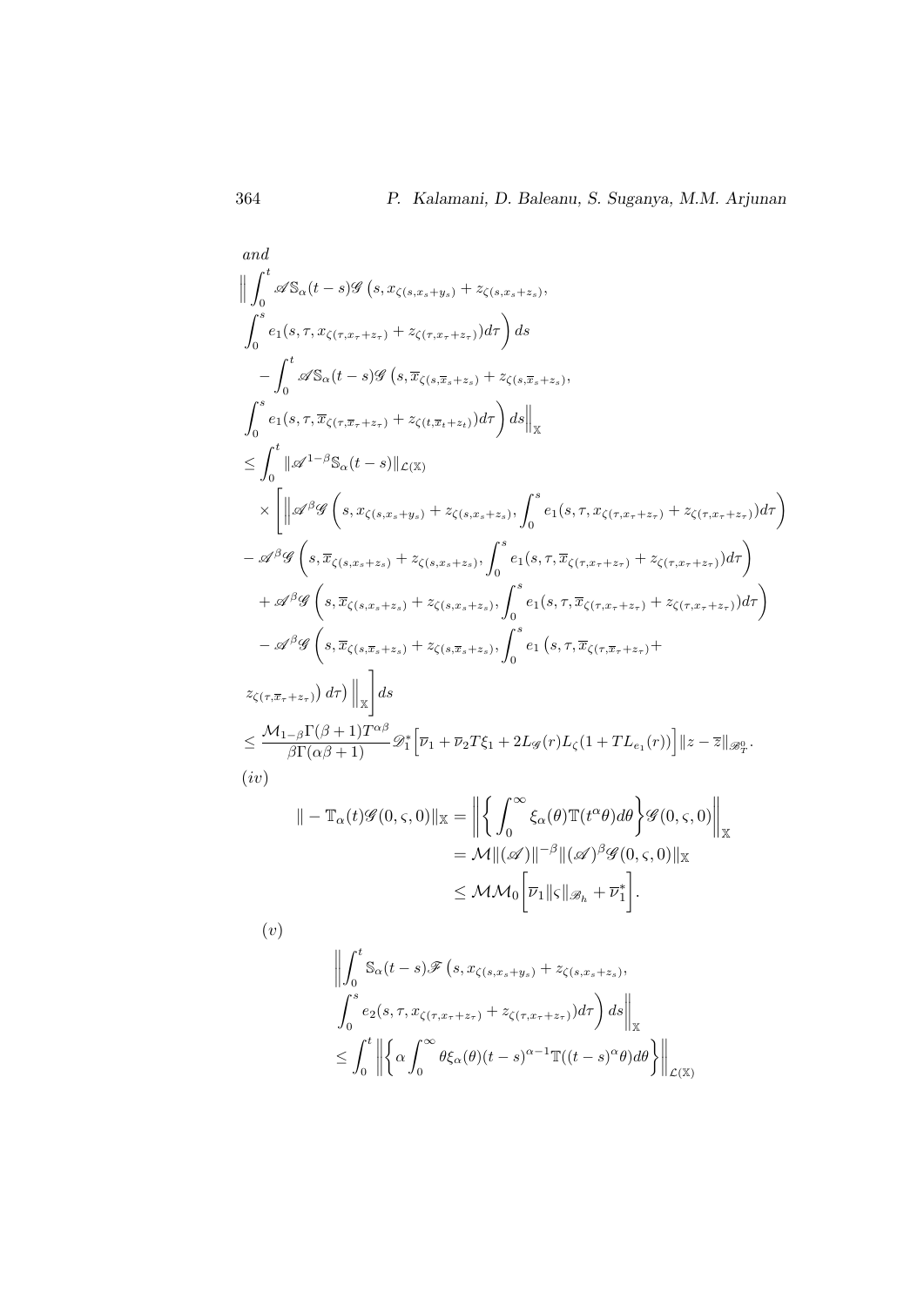*and*

$$
\begin{aligned}
&\Big\| \int_0^t \mathscr{A}\mathbb{S}_\alpha(t-s)\mathscr{G}\big(s, x_{\zeta(s,x_s+y_s)} + z_{\zeta(s,x_s+z_s)},\\
&\int_0^s e_1(s,\tau,x_{\zeta(\tau,x_\tau+z_\tau)} + z_{\zeta(\tau,x_\tau+z_\tau)})d\tau\Big)\, ds\\
&\quad - \int_0^t \mathscr{A}\mathbb{S}_\alpha(t-s)\mathscr{G}\big(s, \overline{x}_{\zeta(s,\overline{x}_s+z_s)} + z_{\zeta(s,\overline{x}_s+z_s)},\\
&\int_0^s e_1(s,\tau,\overline{x}_{\zeta(\tau,\overline{x}_\tau+z_\tau)} + z_{\zeta(t,\overline{x}_t+z_t)})d\tau\Big)\, ds\Big\|_{\mathbb{X}}\\
&\leq \int_0^t \|\mathscr{A}^{1-\beta}\mathbb{S}_\alpha(t-s)\|_{\mathcal{L}(\mathbb{X})}\\
&\quad \times \Bigg[\Bigg\|\mathscr{A}^\beta\mathscr{G}\left(s, x_{\zeta(s,x_s+y_s)} + z_{\zeta(s,x_s+z_s)}, \int_0^s e_1(s,\tau,x_{\zeta(\tau,x_\tau+z_\tau)} + z_{\zeta(\tau,x_\tau+z_\tau)})d\tau\right)\\
&- \mathscr{A}^\beta\mathscr{G}\left(s, \overline{x}_{\zeta(s,x_s+z_s)} + z_{\zeta(s,x_s+z_s)}, \int_0^s e_1(s,\tau,\overline{x}_{\zeta(\tau,x_\tau+z_\tau)} + z_{\zeta(\tau,x_\tau+z_\tau)})d\tau\right)\\
&\quad + \mathscr{A}^\beta\mathscr{G}\left(s, \overline{x}_{\zeta(s,x_s+z_s)} + z_{\zeta(s,x_s+z_s)}, \int_0^s e_1(s,\tau,\overline{x}_{\zeta(\tau,x_\tau+z_\tau)} + z_{\zeta(\tau,x_\tau+z_\tau)})d\tau\right)\\
&\quad - \mathscr{A}^\beta\mathscr{G}\left(s, \overline{x}_{\zeta(s,\overline{x}_s+z_s)} + z_{\zeta(s,\overline{x}_s+z_s)}, \int_0^s e_1\big(s,\tau,\overline{x}_{\zeta(\tau,\overline{x}_\tau+z_\tau)} +\right.\\
&\left. z_{\zeta(\tau,\overline{x}_\tau+z_\tau)}\big)\, d\tau\right)\Bigg\|_{\mathbb{X}}\Bigg] ds\\
&\leq \frac{\mathcal{M}_{1-\beta}\Gamma(\beta+1)T^{\alpha\beta}}{\beta\Gamma(\alpha\beta+1)}\mathscr{D}_1^*\Big[\overline{\nu}_1 + \overline{\nu}_2 T\xi_1 + 2L_{\mathscr{G}}(r)L_\zeta(1+TL_{e_1}(r))\Big]\|z-\overline{z}\|_{\mathscr{B}_T^0}.
\end{aligned}
$$

$(iv)$

$$
\begin{aligned}
\|-\mathbb{T}_\alpha(t)\mathscr{G}(0,\varsigma,0)\|_{\mathbb{X}} &= \left\|\left\{\int_0^\infty \xi_\alpha(\theta)\mathbb{T}(t^\alpha\theta)d\theta\right\}\mathscr{G}(0,\varsigma,0)\right\|_{\mathbb{X}}\\
&= \mathcal{M}\|(\mathscr{A})\|^{-\beta}\|(\mathscr{A})^\beta\mathscr{G}(0,\varsigma,0)\|_{\mathbb{X}}\\
&\leq \mathcal{M}\mathcal{M}_0\Big[\overline{\nu}_1\|\varsigma\|_{\mathscr{B}_h} + \overline{\nu}_1^*\Big].
\end{aligned}
$$

$(v)$

$$
\begin{aligned}
&\Big\|\int_0^t \mathbb{S}_\alpha(t-s)\mathscr{F}\big(s, x_{\zeta(s,x_s+y_s)} + z_{\zeta(s,x_s+z_s)},\\
&\int_0^s e_2(s,\tau,x_{\zeta(\tau,x_\tau+z_\tau)} + z_{\zeta(\tau,x_\tau+z_\tau)})d\tau\Big)\, ds\Big\|_{\mathbb{X}}\\
&\leq \int_0^t \left\|\left\{\alpha\int_0^\infty \theta\xi_\alpha(\theta)(t-s)^{\alpha-1}\mathbb{T}((t-s)^\alpha\theta)d\theta\right\}\right\|_{\mathcal{L}(\mathbb{X})}
\end{aligned}
$$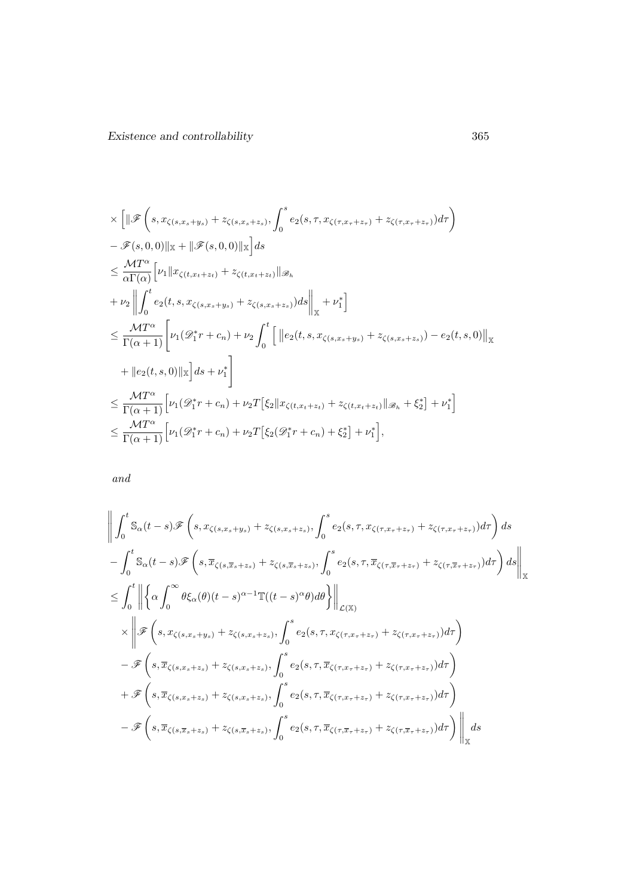$$
\begin{aligned}
&\times \Big[\Big\|\mathscr{F}\left(s, x_{\zeta(s,x_s+y_s)} + z_{\zeta(s,x_s+z_s)}, \int_0^s e_2(s,\tau, x_{\zeta(\tau,x_\tau+z_\tau)} + z_{\zeta(\tau,x_\tau+z_\tau)})d\tau\right) \\
&- \mathscr{F}(s,0,0)\|_{\mathbb{X}} + \|\mathscr{F}(s,0,0)\|_{\mathbb{X}}\Big]ds \\
&\le \frac{\mathcal{M}T^\alpha}{\alpha\Gamma(\alpha)}\Big[\nu_1\|x_{\zeta(t,x_t+z_t)} + z_{\zeta(t,x_t+z_t)}\|_{\mathscr{B}_h} \\
&+ \nu_2\left\|\int_0^t e_2(t,s,x_{\zeta(s,x_s+y_s)} + z_{\zeta(s,x_s+z_s)})ds\right\|_{\mathbb{X}} + \nu_1^*\Big] \\
&\le \frac{\mathcal{M}T^\alpha}{\Gamma(\alpha+1)}\left[\nu_1(\mathscr{D}_1^* r + c_n) + \nu_2\int_0^t \Big[\left\|e_2(t,s,x_{\zeta(s,x_s+y_s)} + z_{\zeta(s,x_s+z_s)}) - e_2(t,s,0)\right\|_{\mathbb{X}}\right. \\
&\left. + \|e_2(t,s,0)\|_{\mathbb{X}}\Big]ds + \nu_1^*\right] \\
&\le \frac{\mathcal{M}T^\alpha}{\Gamma(\alpha+1)}\Big[\nu_1(\mathscr{D}_1^* r + c_n) + \nu_2 T\big[\xi_2\|x_{\zeta(t,x_t+z_t)} + z_{\zeta(t,x_t+z_t)}\|_{\mathscr{B}_h} + \xi_2^*\big] + \nu_1^*\Big] \\
&\le \frac{\mathcal{M}T^\alpha}{\Gamma(\alpha+1)}\Big[\nu_1(\mathscr{D}_1^* r + c_n) + \nu_2 T\big[\xi_2(\mathscr{D}_1^* r + c_n) + \xi_2^*\big] + \nu_1^*\Big],
\end{aligned}
$$

*and*

$$
\begin{aligned}
&\Bigg\|\int_0^t \mathbb{S}_\alpha(t-s)\mathscr{F}\left(s, x_{\zeta(s,x_s+y_s)} + z_{\zeta(s,x_s+z_s)}, \int_0^s e_2(s,\tau,x_{\zeta(\tau,x_\tau+z_\tau)} + z_{\zeta(\tau,x_\tau+z_\tau)})d\tau\right)ds \\
&- \int_0^t \mathbb{S}_\alpha(t-s)\mathscr{F}\left(s, \overline{x}_{\zeta(s,\overline{x}_s+z_s)} + z_{\zeta(s,\overline{x}_s+z_s)}, \int_0^s e_2(s,\tau,\overline{x}_{\zeta(\tau,\overline{x}_\tau+z_\tau)} + z_{\zeta(\tau,\overline{x}_\tau+z_\tau)})d\tau\right)ds\Bigg\|_{\mathbb{X}} \\
&\le \int_0^t \left\|\left\{\alpha\int_0^\infty \theta\xi_\alpha(\theta)(t-s)^{\alpha-1}\mathbb{T}((t-s)^\alpha\theta)d\theta\right\}\right\|_{\mathcal{L}(\mathbb{X})} \\
&\quad\times \Bigg\|\mathscr{F}\left(s, x_{\zeta(s,x_s+y_s)} + z_{\zeta(s,x_s+z_s)}, \int_0^s e_2(s,\tau,x_{\zeta(\tau,x_\tau+z_\tau)} + z_{\zeta(\tau,x_\tau+z_\tau)})d\tau\right) \\
&\quad - \mathscr{F}\left(s, \overline{x}_{\zeta(s,x_s+z_s)} + z_{\zeta(s,x_s+z_s)}, \int_0^s e_2(s,\tau,\overline{x}_{\zeta(\tau,x_\tau+z_\tau)} + z_{\zeta(\tau,x_\tau+z_\tau)})d\tau\right) \\
&\quad + \mathscr{F}\left(s, \overline{x}_{\zeta(s,x_s+z_s)} + z_{\zeta(s,x_s+z_s)}, \int_0^s e_2(s,\tau,\overline{x}_{\zeta(\tau,x_\tau+z_\tau)} + z_{\zeta(\tau,x_\tau+z_\tau)})d\tau\right) \\
&\quad - \mathscr{F}\left(s, \overline{x}_{\zeta(s,\overline{x}_s+z_s)} + z_{\zeta(s,\overline{x}_s+z_s)}, \int_0^s e_2(s,\tau,\overline{x}_{\zeta(\tau,\overline{x}_\tau+z_\tau)} + z_{\zeta(\tau,\overline{x}_\tau+z_\tau)})d\tau\right)\Bigg\|_{\mathbb{X}} ds
\end{aligned}
$$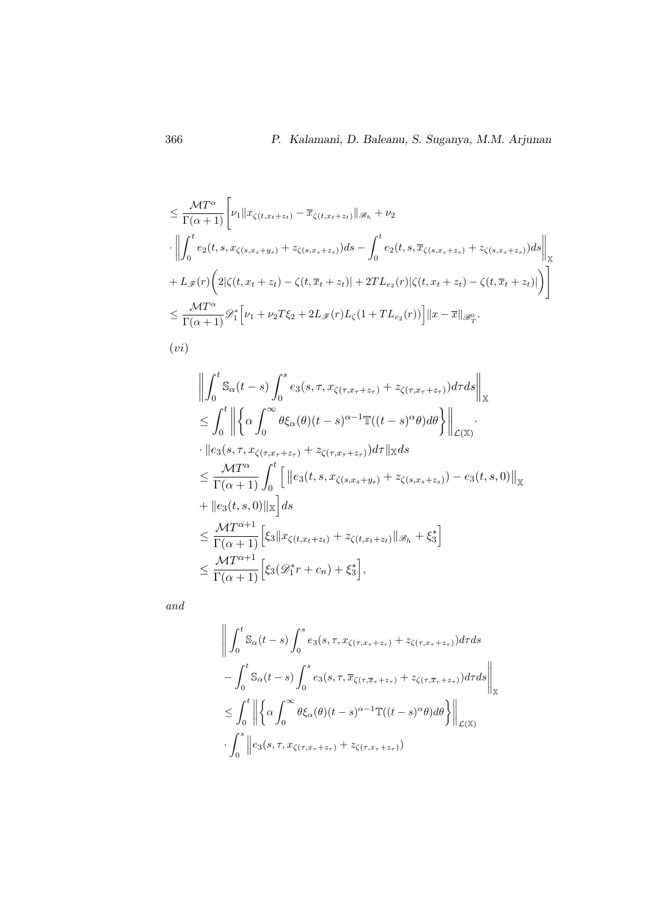$$
\begin{aligned}
&\leq \frac{\mathcal{M}T^{\alpha}}{\Gamma(\alpha+1)}\Bigg[\nu_1\|x_{\zeta(t,x_t+z_t)}-\overline{x}_{\zeta(t,x_t+z_t)}\|_{\mathscr{B}_h}+\nu_2 \\
&\cdot\Bigg\|\int_0^t e_2(t,s,x_{\zeta(s,x_s+y_s)}+z_{\zeta(s,x_s+z_s)})ds-\int_0^t e_2(t,s,\overline{x}_{\zeta(s,x_s+z_s)}+z_{\zeta(s,x_s+z_s)})ds\Bigg\|_{\mathbb{X}} \\
&+L_{\mathscr{F}}(r)\bigg(2|\zeta(t,x_t+z_t)-\zeta(t,\overline{x}_t+z_t)|+2TL_{e_2}(r)|\zeta(t,x_t+z_t)-\zeta(t,\overline{x}_t+z_t)|\bigg)\Bigg] \\
&\leq \frac{\mathcal{M}T^{\alpha}}{\Gamma(\alpha+1)}\mathscr{D}_1^*\Big[\nu_1+\nu_2T\xi_2+2L_{\mathscr{F}}(r)L_\zeta(1+TL_{e_2}(r))\Big]\|x-\overline{x}\|_{\mathscr{B}_T^0}.
\end{aligned}
$$

$(vi)$

$$
\begin{aligned}
&\left\|\int_0^t \mathbb{S}_\alpha(t-s)\int_0^s e_3(s,\tau,x_{\zeta(\tau,x_\tau+z_\tau)}+z_{\zeta(\tau,x_\tau+z_\tau)})d\tau ds\right\|_{\mathbb{X}} \\
&\leq \int_0^t\left\|\left\{\alpha\int_0^\infty \theta\xi_\alpha(\theta)(t-s)^{\alpha-1}\mathbb{T}((t-s)^\alpha\theta)d\theta\right\}\right\|_{\mathcal{L}(\mathbb{X})}\cdot \\
&\cdot\|e_3(s,\tau,x_{\zeta(\tau,x_\tau+z_\tau)}+z_{\zeta(\tau,x_\tau+z_\tau)})d\tau\|_{\mathbb{X}}ds \\
&\leq \frac{\mathcal{M}T^{\alpha}}{\Gamma(\alpha+1)}\int_0^t\Big[\left\|e_3(t,s,x_{\zeta(s,x_s+y_s)}+z_{\zeta(s,x_s+z_s)})-e_3(t,s,0)\right\|_{\mathbb{X}} \\
&+\|e_3(t,s,0)\|_{\mathbb{X}}\Big]ds \\
&\leq \frac{\mathcal{M}T^{\alpha+1}}{\Gamma(\alpha+1)}\Big[\xi_3\|x_{\zeta(t,x_t+z_t)}+z_{\zeta(t,x_t+z_t)}\|_{\mathscr{B}_h}+\xi_3^*\Big] \\
&\leq \frac{\mathcal{M}T^{\alpha+1}}{\Gamma(\alpha+1)}\Big[\xi_3(\mathscr{D}_1^*r+c_n)+\xi_3^*\Big],
\end{aligned}
$$

*and*

$$
\begin{aligned}
&\Bigg\|\int_0^t \mathbb{S}_\alpha(t-s)\int_0^s e_3(s,\tau,x_{\zeta(\tau,x_\tau+z_\tau)}+z_{\zeta(\tau,x_\tau+z_\tau)})d\tau ds \\
&-\int_0^t \mathbb{S}_\alpha(t-s)\int_0^s e_3(s,\tau,\overline{x}_{\zeta(\tau,\overline{x}_\tau+z_\tau)}+z_{\zeta(\tau,\overline{x}_\tau+z_\tau)})d\tau ds\Bigg\|_{\mathbb{X}} \\
&\leq \int_0^t\left\|\left\{\alpha\int_0^\infty \theta\xi_\alpha(\theta)(t-s)^{\alpha-1}\mathbb{T}((t-s)^\alpha\theta)d\theta\right\}\right\|_{\mathcal{L}(\mathbb{X})} \\
&\cdot\int_0^s\Big\|e_3(s,\tau,x_{\zeta(\tau,x_\tau+z_\tau)}+z_{\zeta(\tau,x_\tau+z_\tau)})
\end{aligned}
$$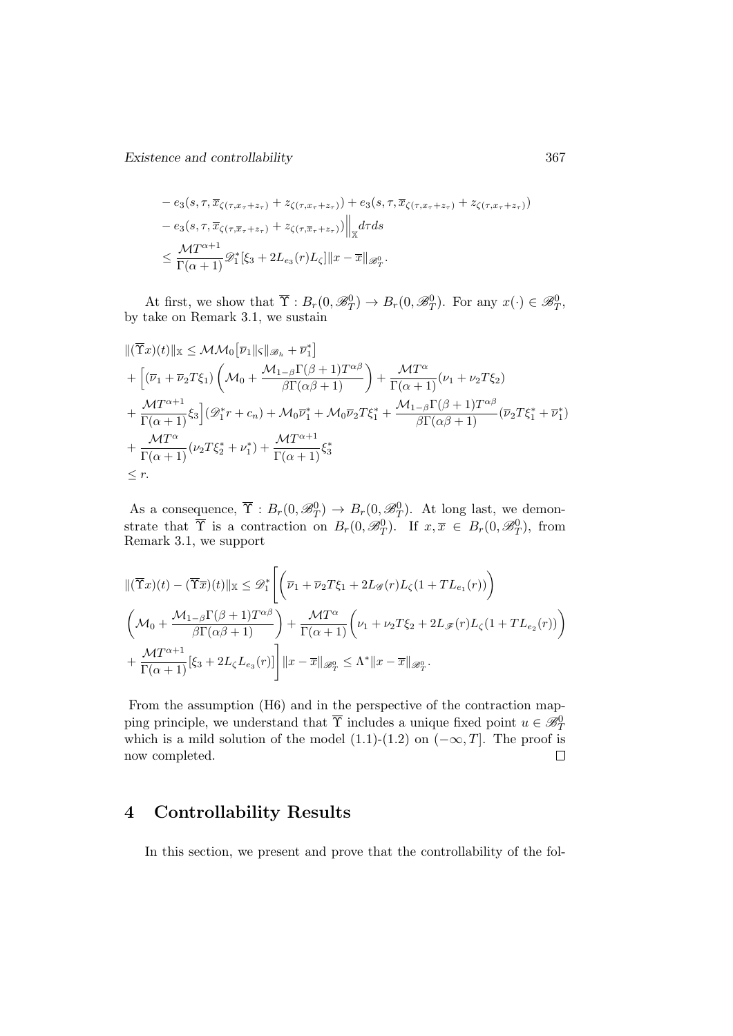$$
\begin{aligned}
&- e_3(s,\tau,\overline{x}_{\zeta(\tau,x_\tau+z_\tau)}+z_{\zeta(\tau,x_\tau+z_\tau)}) + e_3(s,\tau,\overline{x}_{\zeta(\tau,x_\tau+z_\tau)}+z_{\zeta(\tau,x_\tau+z_\tau)}) \\
&- e_3(s,\tau,\overline{x}_{\zeta(\tau,\overline{x}_\tau+z_\tau)}+z_{\zeta(\tau,\overline{x}_\tau+z_\tau)})\Big\|_{\mathbb{X}} d\tau ds \\
&\leq \frac{\mathcal{M}T^{\alpha+1}}{\Gamma(\alpha+1)}\mathscr{D}_1^*[\xi_3 + 2L_{e_3}(r)L_\zeta]\|x-\overline{x}\|_{\mathscr{B}_T^0}.
\end{aligned}
$$

At first, we show that $\overline{\Upsilon} : B_r(0,\mathscr{B}_T^0) \to B_r(0,\mathscr{B}_T^0)$. For any $x(\cdot) \in \mathscr{B}_T^0$, by take on Remark 3.1, we sustain

$$
\begin{aligned}
&\|(\overline{\Upsilon}x)(t)\|_{\mathbb{X}} \leq \mathcal{M}\mathcal{M}_0\big[\overline{\nu}_1\|\varsigma\|_{\mathscr{B}_h} + \overline{\nu}_1^*\big] \\
&+ \Big[(\overline{\nu}_1 + \overline{\nu}_2 T\xi_1)\left(\mathcal{M}_0 + \frac{\mathcal{M}_{1-\beta}\Gamma(\beta+1)T^{\alpha\beta}}{\beta\Gamma(\alpha\beta+1)}\right) + \frac{\mathcal{M}T^\alpha}{\Gamma(\alpha+1)}(\nu_1 + \nu_2 T\xi_2) \\
&+ \frac{\mathcal{M}T^{\alpha+1}}{\Gamma(\alpha+1)}\xi_3\Big](\mathscr{D}_1^* r + c_n) + \mathcal{M}_0\overline{\nu}_1^* + \mathcal{M}_0\overline{\nu}_2 T\xi_1^* + \frac{\mathcal{M}_{1-\beta}\Gamma(\beta+1)T^{\alpha\beta}}{\beta\Gamma(\alpha\beta+1)}(\overline{\nu}_2 T\xi_1^* + \overline{\nu}_1^*) \\
&+ \frac{\mathcal{M}T^\alpha}{\Gamma(\alpha+1)}(\nu_2 T\xi_2^* + \nu_1^*) + \frac{\mathcal{M}T^{\alpha+1}}{\Gamma(\alpha+1)}\xi_3^* \\
&\leq r.
\end{aligned}
$$

As a consequence, $\overline{\Upsilon} : B_r(0,\mathscr{B}_T^0) \to B_r(0,\mathscr{B}_T^0)$. At long last, we demonstrate that $\overline{\Upsilon}$ is a contraction on $B_r(0,\mathscr{B}_T^0)$. If $x, \overline{x} \in B_r(0,\mathscr{B}_T^0)$, from Remark 3.1, we support

$$
\begin{aligned}
&\|(\overline{\Upsilon}x)(t) - (\overline{\Upsilon}\overline{x})(t)\|_{\mathbb{X}} \leq \mathscr{D}_1^*\Bigg[\bigg(\overline{\nu}_1 + \overline{\nu}_2 T\xi_1 + 2L_{\mathscr{G}}(r)L_\zeta(1 + TL_{e_1}(r))\bigg) \\
&\left(\mathcal{M}_0 + \frac{\mathcal{M}_{1-\beta}\Gamma(\beta+1)T^{\alpha\beta}}{\beta\Gamma(\alpha\beta+1)}\right) + \frac{\mathcal{M}T^\alpha}{\Gamma(\alpha+1)}\bigg(\nu_1 + \nu_2 T\xi_2 + 2L_{\mathscr{F}}(r)L_\zeta(1 + TL_{e_2}(r))\bigg) \\
&+ \frac{\mathcal{M}T^{\alpha+1}}{\Gamma(\alpha+1)}[\xi_3 + 2L_\zeta L_{e_3}(r)]\Bigg]\|x-\overline{x}\|_{\mathscr{B}_T^0} \leq \Lambda^*\|x-\overline{x}\|_{\mathscr{B}_T^0}.
\end{aligned}
$$

From the assumption (H6) and in the perspective of the contraction mapping principle, we understand that $\overline{\Upsilon}$ includes a unique fixed point $u \in \mathscr{B}_T^0$ which is a mild solution of the model (1.1)-(1.2) on $(-\infty, T]$. The proof is now completed. □

## 4 Controllability Results

In this section, we present and prove that the controllability of the fol-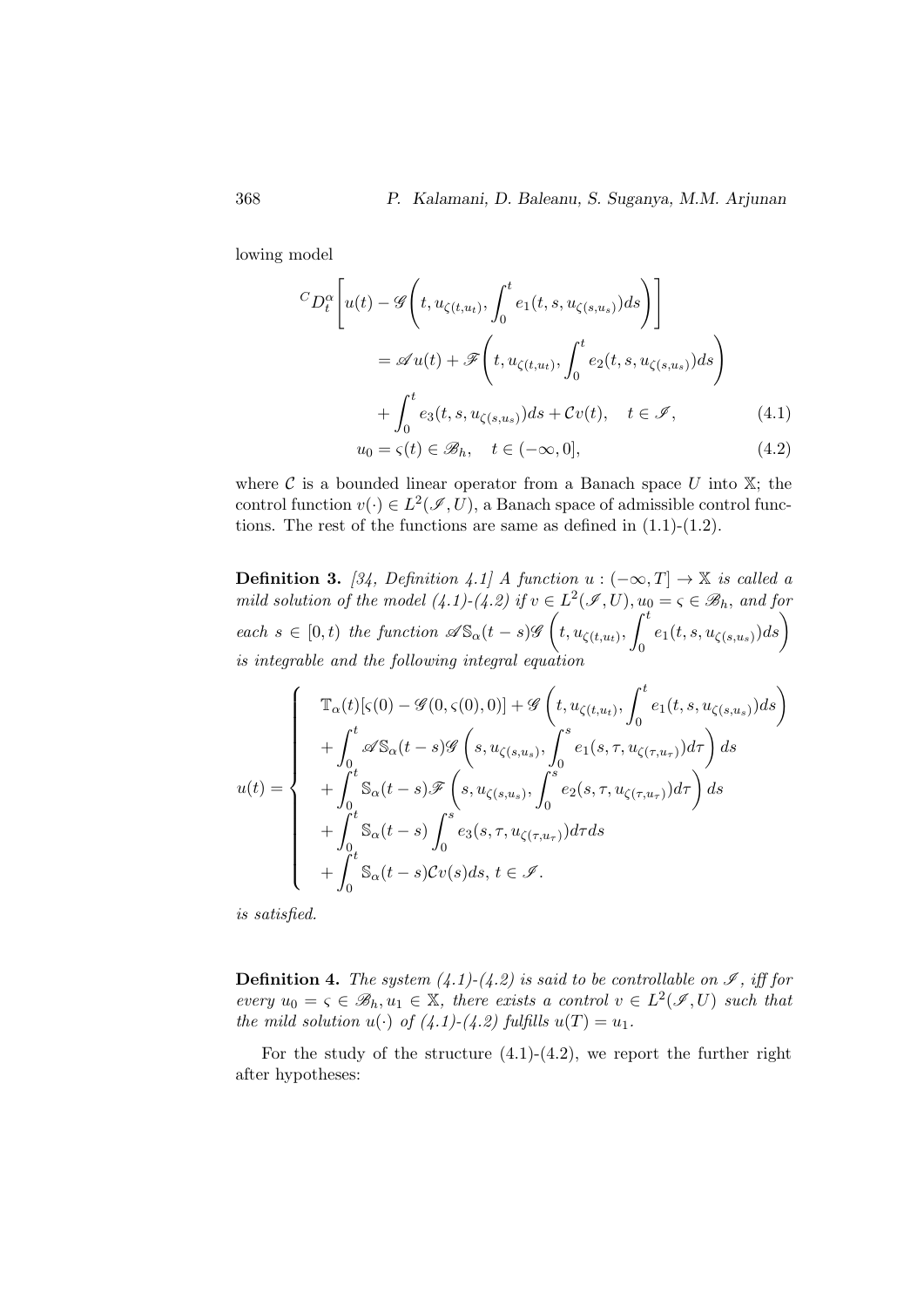lowing model

$$
\begin{aligned}
{}^{C}D_t^{\alpha}\Bigg[u(t) - \mathscr{G}\Bigg(t, u_{\zeta(t,u_t)}, \int_0^t e_1(t,s,u_{\zeta(s,u_s)})ds\Bigg)\Bigg] \\
= \mathscr{A}u(t) + \mathscr{F}\Bigg(t, u_{\zeta(t,u_t)}, \int_0^t e_2(t,s,u_{\zeta(s,u_s)})ds\Bigg) \\
+ \int_0^t e_3(t,s,u_{\zeta(s,u_s)})ds + \mathcal{C}v(t), \quad t \in \mathscr{I}, \qquad (4.1) \\
u_0 = \varsigma(t) \in \mathscr{B}_h, \quad t \in (-\infty, 0], \qquad (4.2)
\end{aligned}
$$

where $\mathcal{C}$ is a bounded linear operator from a Banach space $U$ into $\mathbb{X}$; the control function $v(\cdot) \in L^2(\mathscr{I}, U)$, a Banach space of admissible control functions. The rest of the functions are same as defined in (1.1)-(1.2).

**Definition 3.** *[34, Definition 4.1] A function $u : (-\infty, T] \to \mathbb{X}$ is called a mild solution of the model (4.1)-(4.2) if $v \in L^2(\mathscr{I}, U), u_0 = \varsigma \in \mathscr{B}_h$, and for each $s \in [0, t)$ the function $\mathscr{A}\mathbb{S}_\alpha(t-s)\mathscr{G}\left(t, u_{\zeta(t,u_t)}, \int_0^t e_1(t,s,u_{\zeta(s,u_s)})ds\right)$ is integrable and the following integral equation*

$$
u(t) = \begin{cases}
\mathbb{T}_\alpha(t)[\varsigma(0) - \mathscr{G}(0,\varsigma(0),0)] + \mathscr{G}\left(t, u_{\zeta(t,u_t)}, \int_0^t e_1(t,s,u_{\zeta(s,u_s)})ds\right) \\
+ \int_0^t \mathscr{A}\mathbb{S}_\alpha(t-s)\mathscr{G}\left(s, u_{\zeta(s,u_s)}, \int_0^s e_1(s,\tau,u_{\zeta(\tau,u_\tau)})d\tau\right)ds \\
+ \int_0^t \mathbb{S}_\alpha(t-s)\mathscr{F}\left(s, u_{\zeta(s,u_s)}, \int_0^s e_2(s,\tau,u_{\zeta(\tau,u_\tau)})d\tau\right)ds \\
+ \int_0^t \mathbb{S}_\alpha(t-s)\int_0^s e_3(s,\tau,u_{\zeta(\tau,u_\tau)})d\tau ds \\
+ \int_0^t \mathbb{S}_\alpha(t-s)\mathcal{C}v(s)ds, \; t \in \mathscr{I}.
\end{cases}
$$

*is satisfied.*

**Definition 4.** *The system (4.1)-(4.2) is said to be controllable on $\mathscr{I}$, iff for every $u_0 = \varsigma \in \mathscr{B}_h, u_1 \in \mathbb{X}$, there exists a control $v \in L^2(\mathscr{I}, U)$ such that the mild solution $u(\cdot)$ of (4.1)-(4.2) fulfills $u(T) = u_1$.*

For the study of the structure (4.1)-(4.2), we report the further right after hypotheses: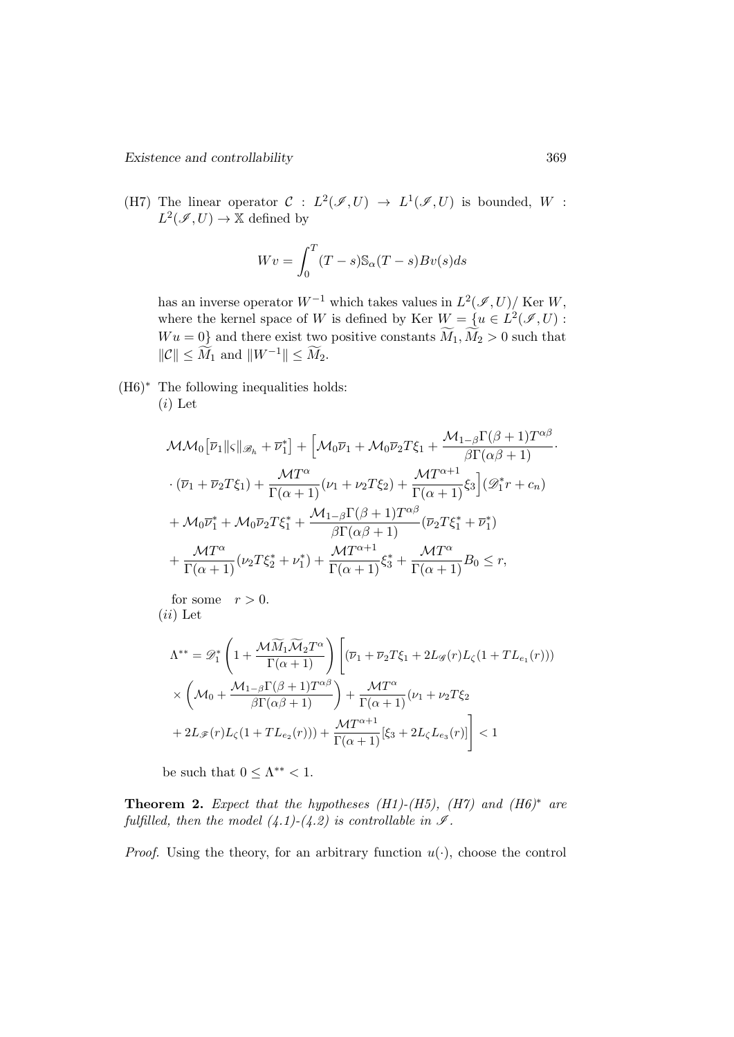(H7) The linear operator $\mathcal{C} : L^2(\mathscr{I}, U) \to L^1(\mathscr{I}, U)$ is bounded, $W : L^2(\mathscr{I}, U) \to \mathbb{X}$ defined by

$$Wv = \int_0^T (T-s)\mathbb{S}_\alpha(T-s)Bv(s)ds$$

has an inverse operator $W^{-1}$ which takes values in $L^2(\mathscr{I}, U)/ \operatorname{Ker} W$, where the kernel space of $W$ is defined by $\operatorname{Ker} W = \{u \in L^2(\mathscr{I}, U) : Wu = 0\}$ and there exist two positive constants $\widetilde{M}_1, \widetilde{M}_2 > 0$ such that $\|\mathcal{C}\| \leq \widetilde{M}_1$ and $\|W^{-1}\| \leq \widetilde{M}_2$.

(H6)$^*$ The following inequalities holds:
$(i)$ Let

$$\begin{aligned}
&\mathcal{M}\mathcal{M}_0\big[\overline{\nu}_1\|\varsigma\|_{\mathscr{B}_h} + \overline{\nu}_1^*\big] + \Big[\mathcal{M}_0\overline{\nu}_1 + \mathcal{M}_0\overline{\nu}_2 T\xi_1 + \frac{\mathcal{M}_{1-\beta}\Gamma(\beta+1)T^{\alpha\beta}}{\beta\Gamma(\alpha\beta+1)} \cdot \\
&\cdot (\overline{\nu}_1 + \overline{\nu}_2 T\xi_1) + \frac{\mathcal{M}T^\alpha}{\Gamma(\alpha+1)}(\nu_1 + \nu_2 T\xi_2) + \frac{\mathcal{M}T^{\alpha+1}}{\Gamma(\alpha+1)}\xi_3\Big](\mathscr{D}_1^* r + c_n) \\
&+ \mathcal{M}_0\overline{\nu}_1^* + \mathcal{M}_0\overline{\nu}_2 T\xi_1^* + \frac{\mathcal{M}_{1-\beta}\Gamma(\beta+1)T^{\alpha\beta}}{\beta\Gamma(\alpha\beta+1)}(\overline{\nu}_2 T\xi_1^* + \overline{\nu}_1^*) \\
&+ \frac{\mathcal{M}T^\alpha}{\Gamma(\alpha+1)}(\nu_2 T\xi_2^* + \nu_1^*) + \frac{\mathcal{M}T^{\alpha+1}}{\Gamma(\alpha+1)}\xi_3^* + \frac{\mathcal{M}T^\alpha}{\Gamma(\alpha+1)}B_0 \leq r,
\end{aligned}$$

for some $\quad r > 0$.
$(ii)$ Let

$$\begin{aligned}
\Lambda^{**} &= \mathscr{D}_1^*\left(1 + \frac{\mathcal{M}\widetilde{M}_1\widetilde{\mathcal{M}}_2 T^\alpha}{\Gamma(\alpha+1)}\right)\Bigg[(\overline{\nu}_1 + \overline{\nu}_2 T\xi_1 + 2L_{\mathscr{G}}(r)L_\zeta(1 + TL_{e_1}(r))) \\
&\times\left(\mathcal{M}_0 + \frac{\mathcal{M}_{1-\beta}\Gamma(\beta+1)T^{\alpha\beta}}{\beta\Gamma(\alpha\beta+1)}\right) + \frac{\mathcal{M}T^\alpha}{\Gamma(\alpha+1)}(\nu_1 + \nu_2 T\xi_2 \\
&+ 2L_{\mathscr{F}}(r)L_\zeta(1 + TL_{e_2}(r))) + \frac{\mathcal{M}T^{\alpha+1}}{\Gamma(\alpha+1)}[\xi_3 + 2L_\zeta L_{e_3}(r)]\Bigg] < 1
\end{aligned}$$

be such that $0 \leq \Lambda^{**} < 1$.

**Theorem 2.** *Expect that the hypotheses (H1)-(H5), (H7) and (H6)$^*$ are fulfilled, then the model (4.1)-(4.2) is controllable in $\mathscr{I}$.*

*Proof.* Using the theory, for an arbitrary function $u(\cdot)$, choose the control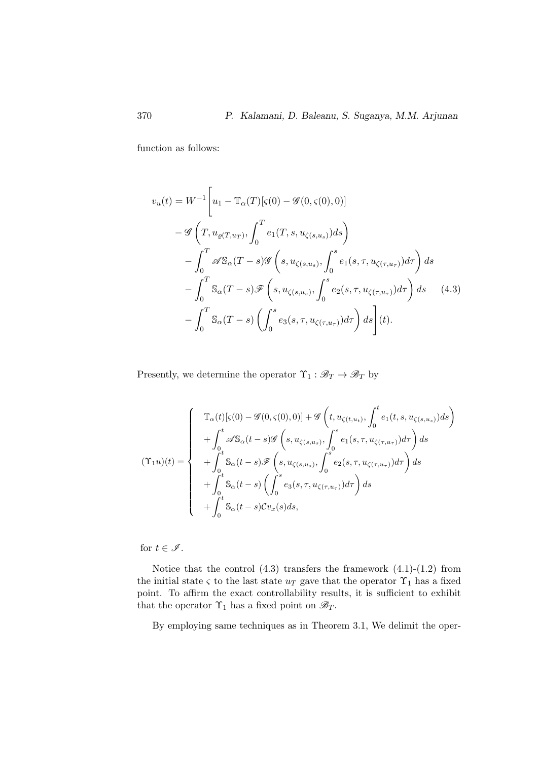function as follows:

$$
\begin{aligned}
v_u(t) = W^{-1}\Bigg[ & u_1 - \mathbb{T}_\alpha(T)[\varsigma(0) - \mathscr{G}(0, \varsigma(0), 0)] \\
& - \mathscr{G}\left(T, u_{\varrho(T,u_T)}, \int_0^T e_1(T, s, u_{\zeta(s,u_s)})ds\right) \\
& - \int_0^T \mathscr{A}\mathbb{S}_\alpha(T-s)\mathscr{G}\left(s, u_{\zeta(s,u_s)}, \int_0^s e_1(s, \tau, u_{\zeta(\tau,u_\tau)})d\tau\right) ds \\
& - \int_0^T \mathbb{S}_\alpha(T-s)\mathscr{F}\left(s, u_{\zeta(s,u_s)}, \int_0^s e_2(s, \tau, u_{\zeta(\tau,u_\tau)})d\tau\right) ds \qquad (4.3) \\
& - \int_0^T \mathbb{S}_\alpha(T-s)\left(\int_0^s e_3(s, \tau, u_{\zeta(\tau,u_\tau)})d\tau\right) ds\Bigg](t).
\end{aligned}
$$

Presently, we determine the operator $\Upsilon_1 : \mathscr{B}_T \to \mathscr{B}_T$ by

$$
(\Upsilon_1 u)(t) = \begin{cases}
\mathbb{T}_\alpha(t)[\varsigma(0) - \mathscr{G}(0, \varsigma(0), 0)] + \mathscr{G}\left(t, u_{\zeta(t,u_t)}, \int_0^t e_1(t, s, u_{\zeta(s,u_s)})ds\right) \\
+ \int_0^t \mathscr{A}\mathbb{S}_\alpha(t-s)\mathscr{G}\left(s, u_{\zeta(s,u_s)}, \int_0^s e_1(s, \tau, u_{\zeta(\tau,u_\tau)})d\tau\right) ds \\
+ \int_0^t \mathbb{S}_\alpha(t-s)\mathscr{F}\left(s, u_{\zeta(s,u_s)}, \int_0^s e_2(s, \tau, u_{\zeta(\tau,u_\tau)})d\tau\right) ds \\
+ \int_0^t \mathbb{S}_\alpha(t-s)\left(\int_0^s e_3(s, \tau, u_{\zeta(\tau,u_\tau)})d\tau\right) ds \\
+ \int_0^t \mathbb{S}_\alpha(t-s)\mathcal{C}v_x(s)ds,
\end{cases}
$$

for $t \in \mathscr{I}$.

Notice that the control (4.3) transfers the framework (4.1)-(1.2) from the initial state $\varsigma$ to the last state $u_T$ gave that the operator $\Upsilon_1$ has a fixed point. To affirm the exact controllability results, it is sufficient to exhibit that the operator $\Upsilon_1$ has a fixed point on $\mathscr{B}_T$.

By employing same techniques as in Theorem 3.1, We delimit the oper-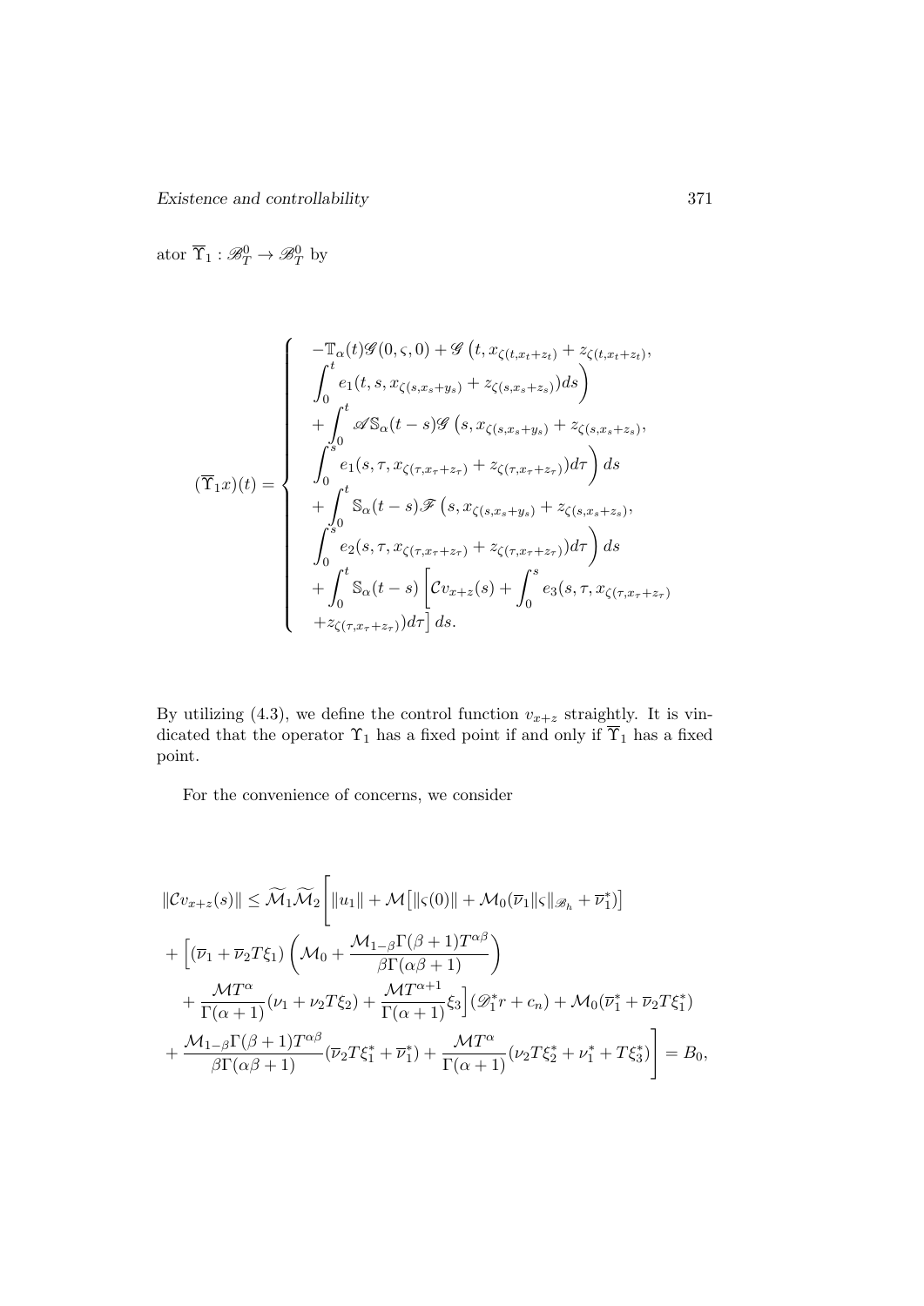ator $\overline{\Upsilon}_1 : \mathscr{B}_T^0 \to \mathscr{B}_T^0$ by

$$
(\overline{\Upsilon}_1 x)(t) = \begin{cases} -\mathbb{T}_\alpha(t)\mathscr{G}(0,\varsigma,0) + \mathscr{G}\left(t, x_{\zeta(t,x_t+z_t)} + z_{\zeta(t,x_t+z_t)},\right. \\ \left.\int_0^t e_1(t,s,x_{\zeta(s,x_s+y_s)} + z_{\zeta(s,x_s+z_s)})ds\right) \\ + \int_0^t \mathscr{A}\mathbb{S}_\alpha(t-s)\mathscr{G}\left(s, x_{\zeta(s,x_s+y_s)} + z_{\zeta(s,x_s+z_s)},\right. \\ \left.\int_0^s e_1(s,\tau,x_{\zeta(\tau,x_\tau+z_\tau)} + z_{\zeta(\tau,x_\tau+z_\tau)})d\tau\right) ds \\ + \int_0^t \mathbb{S}_\alpha(t-s)\mathscr{F}\left(s, x_{\zeta(s,x_s+y_s)} + z_{\zeta(s,x_s+z_s)},\right. \\ \left.\int_0^s e_2(s,\tau,x_{\zeta(\tau,x_\tau+z_\tau)} + z_{\zeta(\tau,x_\tau+z_\tau)})d\tau\right) ds \\ + \int_0^t \mathbb{S}_\alpha(t-s)\left[\mathcal{C}v_{x+z}(s) + \int_0^s e_3(s,\tau,x_{\zeta(\tau,x_\tau+z_\tau)}\right. \\ \left. + z_{\zeta(\tau,x_\tau+z_\tau)})d\tau\right] ds. \end{cases}
$$

By utilizing (4.3), we define the control function $v_{x+z}$ straightly. It is vindicated that the operator $\Upsilon_1$ has a fixed point if and only if $\overline{\Upsilon}_1$ has a fixed point.

For the convenience of concerns, we consider

$$
\begin{aligned}
\|\mathcal{C}v_{x+z}(s)\| \leq{}& \widetilde{\mathcal{M}}_1\widetilde{\mathcal{M}}_2\Bigg[\|u_1\| + \mathcal{M}\big[\|\varsigma(0)\| + \mathcal{M}_0(\overline{\nu}_1\|\varsigma\|_{\mathscr{B}_h} + \overline{\nu}_1^*)\big] \\
&+ \Big[(\overline{\nu}_1 + \overline{\nu}_2 T\xi_1)\left(\mathcal{M}_0 + \frac{\mathcal{M}_{1-\beta}\Gamma(\beta+1)T^{\alpha\beta}}{\beta\Gamma(\alpha\beta+1)}\right) \\
&+ \frac{\mathcal{M}T^\alpha}{\Gamma(\alpha+1)}(\nu_1 + \nu_2 T\xi_2) + \frac{\mathcal{M}T^{\alpha+1}}{\Gamma(\alpha+1)}\xi_3\Big](\mathscr{D}_1^* r + c_n) + \mathcal{M}_0(\overline{\nu}_1^* + \overline{\nu}_2 T\xi_1^*) \\
&+ \frac{\mathcal{M}_{1-\beta}\Gamma(\beta+1)T^{\alpha\beta}}{\beta\Gamma(\alpha\beta+1)}(\overline{\nu}_2 T\xi_1^* + \overline{\nu}_1^*) + \frac{\mathcal{M}T^\alpha}{\Gamma(\alpha+1)}(\nu_2 T\xi_2^* + \nu_1^* + T\xi_3^*)\Bigg] = B_0,
\end{aligned}
$$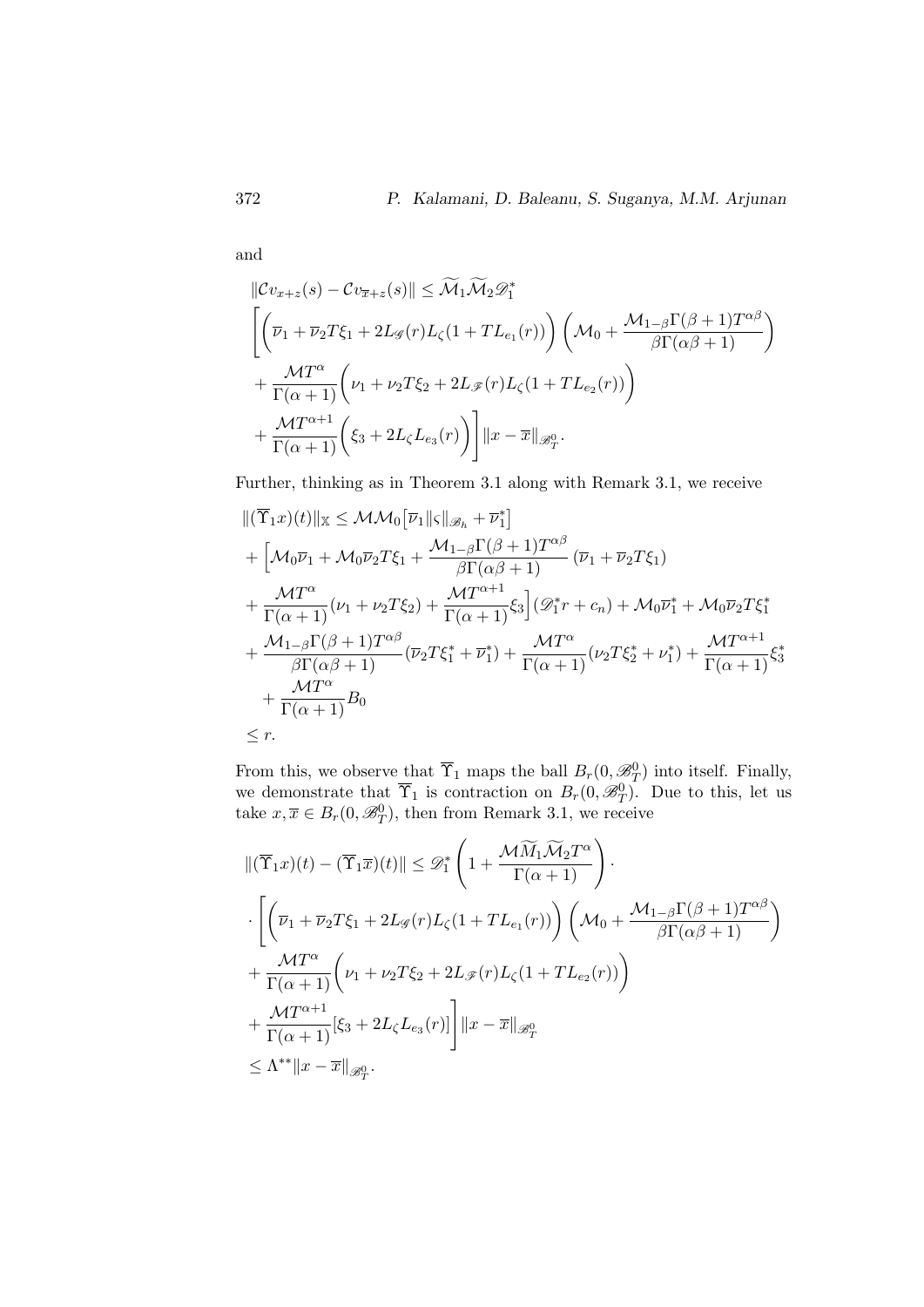and

$$
\begin{aligned}
&\|\mathcal{C}v_{x+z}(s) - \mathcal{C}v_{\overline{x}+z}(s)\| \le \widetilde{\mathcal{M}}_1 \widetilde{\mathcal{M}}_2 \mathscr{D}_1^* \\
&\Bigg[ \left( \overline{\nu}_1 + \overline{\nu}_2 T \xi_1 + 2L_{\mathscr{G}}(r) L_\zeta (1 + T L_{e_1}(r)) \right) \left( \mathcal{M}_0 + \frac{\mathcal{M}_{1-\beta}\Gamma(\beta+1)T^{\alpha\beta}}{\beta\Gamma(\alpha\beta+1)} \right) \\
&+ \frac{\mathcal{M}T^\alpha}{\Gamma(\alpha+1)} \left( \nu_1 + \nu_2 T \xi_2 + 2L_{\mathscr{F}}(r) L_\zeta (1 + T L_{e_2}(r)) \right) \\
&+ \frac{\mathcal{M}T^{\alpha+1}}{\Gamma(\alpha+1)} \left( \xi_3 + 2L_\zeta L_{e_3}(r) \right) \Bigg] \|x - \overline{x}\|_{\mathscr{B}_T^0}.
\end{aligned}
$$

Further, thinking as in Theorem 3.1 along with Remark 3.1, we receive

$$
\begin{aligned}
&\|(\overline{\Upsilon}_1 x)(t)\|_{\mathbb{X}} \le \mathcal{M}\mathcal{M}_0 \big[ \overline{\nu}_1 \|\varsigma\|_{\mathscr{B}_h} + \overline{\nu}_1^* \big] \\
&+ \Big[ \mathcal{M}_0 \overline{\nu}_1 + \mathcal{M}_0 \overline{\nu}_2 T \xi_1 + \frac{\mathcal{M}_{1-\beta}\Gamma(\beta+1)T^{\alpha\beta}}{\beta\Gamma(\alpha\beta+1)} \left( \overline{\nu}_1 + \overline{\nu}_2 T \xi_1 \right) \\
&+ \frac{\mathcal{M}T^\alpha}{\Gamma(\alpha+1)} (\nu_1 + \nu_2 T \xi_2) + \frac{\mathcal{M}T^{\alpha+1}}{\Gamma(\alpha+1)} \xi_3 \Big] (\mathscr{D}_1^* r + c_n) + \mathcal{M}_0 \overline{\nu}_1^* + \mathcal{M}_0 \overline{\nu}_2 T \xi_1^* \\
&+ \frac{\mathcal{M}_{1-\beta}\Gamma(\beta+1)T^{\alpha\beta}}{\beta\Gamma(\alpha\beta+1)} (\overline{\nu}_2 T \xi_1^* + \overline{\nu}_1^*) + \frac{\mathcal{M}T^\alpha}{\Gamma(\alpha+1)} (\nu_2 T \xi_2^* + \nu_1^*) + \frac{\mathcal{M}T^{\alpha+1}}{\Gamma(\alpha+1)} \xi_3^* \\
&+ \frac{\mathcal{M}T^\alpha}{\Gamma(\alpha+1)} B_0 \\
&\le r.
\end{aligned}
$$

From this, we observe that $\overline{\Upsilon}_1$ maps the ball $B_r(0, \mathscr{B}_T^0)$ into itself. Finally, we demonstrate that $\overline{\Upsilon}_1$ is contraction on $B_r(0, \mathscr{B}_T^0)$. Due to this, let us take $x, \overline{x} \in B_r(0, \mathscr{B}_T^0)$, then from Remark 3.1, we receive

$$
\begin{aligned}
&\|(\overline{\Upsilon}_1 x)(t) - (\overline{\Upsilon}_1 \overline{x})(t)\| \le \mathscr{D}_1^* \left( 1 + \frac{\mathcal{M}\widetilde{M}_1 \widetilde{\mathcal{M}}_2 T^\alpha}{\Gamma(\alpha+1)} \right) \cdot \\
&\cdot \Bigg[ \left( \overline{\nu}_1 + \overline{\nu}_2 T \xi_1 + 2L_{\mathscr{G}}(r) L_\zeta (1 + T L_{e_1}(r)) \right) \left( \mathcal{M}_0 + \frac{\mathcal{M}_{1-\beta}\Gamma(\beta+1)T^{\alpha\beta}}{\beta\Gamma(\alpha\beta+1)} \right) \\
&+ \frac{\mathcal{M}T^\alpha}{\Gamma(\alpha+1)} \left( \nu_1 + \nu_2 T \xi_2 + 2L_{\mathscr{F}}(r) L_\zeta (1 + T L_{e_2}(r)) \right) \\
&+ \frac{\mathcal{M}T^{\alpha+1}}{\Gamma(\alpha+1)} [\xi_3 + 2L_\zeta L_{e_3}(r)] \Bigg] \|x - \overline{x}\|_{\mathscr{B}_T^0} \\
&\le \Lambda^{**} \|x - \overline{x}\|_{\mathscr{B}_T^0}.
\end{aligned}
$$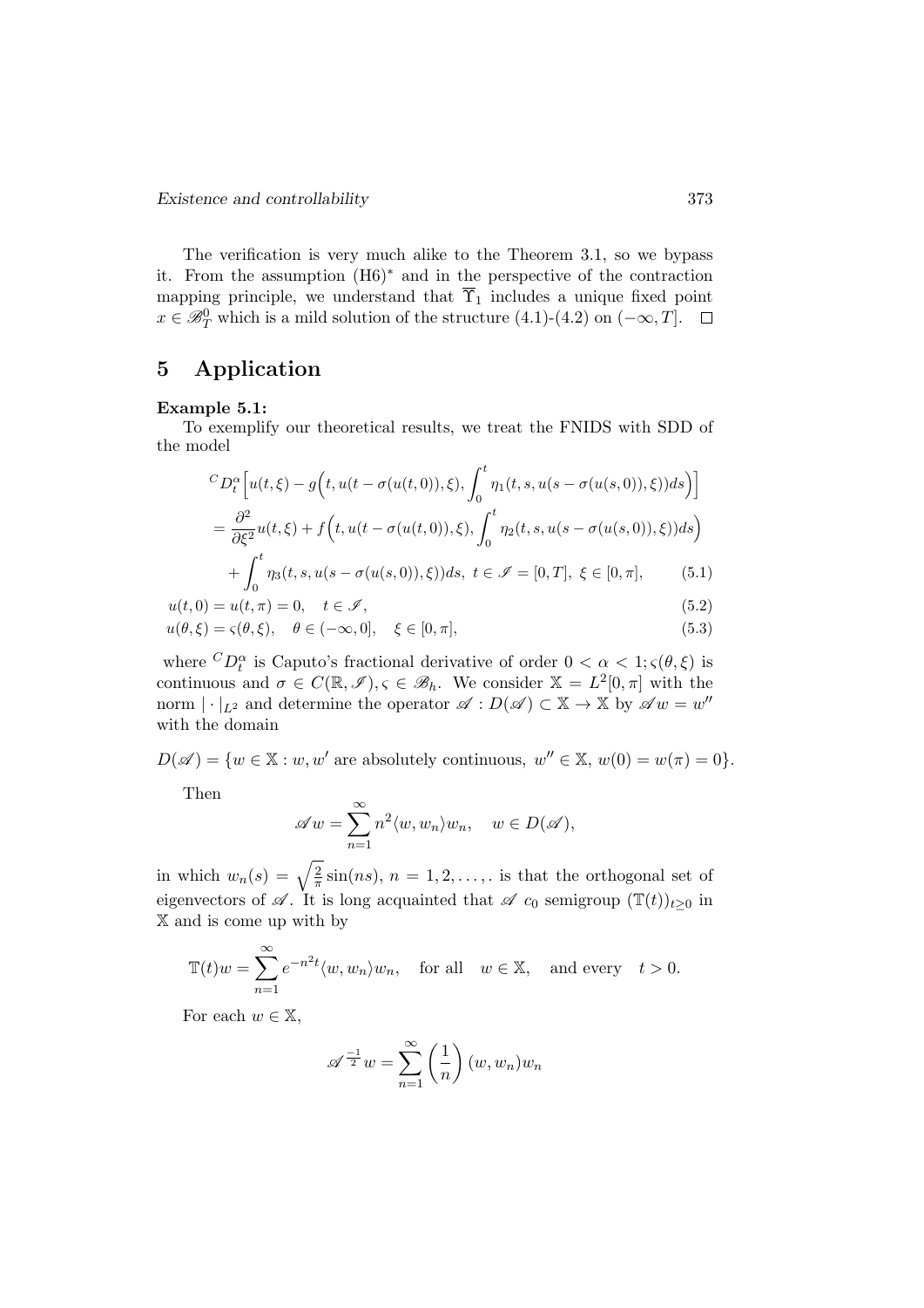The verification is very much alike to the Theorem 3.1, so we bypass it. From the assumption (H6)$^*$ and in the perspective of the contraction mapping principle, we understand that $\overline{\Upsilon}_1$ includes a unique fixed point $x \in \mathscr{B}_T^0$ which is a mild solution of the structure (4.1)-(4.2) on $(-\infty, T]$. $\square$

# 5 Application

**Example 5.1:**

To exemplify our theoretical results, we treat the FNIDS with SDD of the model

$$
\begin{aligned}
&{}^C D_t^\alpha \Big[ u(t,\xi) - g\Big(t, u(t-\sigma(u(t,0)),\xi), \int_0^t \eta_1(t,s,u(s-\sigma(u(s,0)),\xi))ds\Big)\Big] \\
&= \frac{\partial^2}{\partial \xi^2} u(t,\xi) + f\Big(t, u(t-\sigma(u(t,0)),\xi), \int_0^t \eta_2(t,s,u(s-\sigma(u(s,0)),\xi))ds\Big) \\
&\quad + \int_0^t \eta_3(t,s,u(s-\sigma(u(s,0)),\xi))ds, \ t \in \mathscr{I} = [0,T], \ \xi \in [0,\pi], \qquad (5.1)
\end{aligned}
$$

$$
u(t,0) = u(t,\pi) = 0, \quad t \in \mathscr{I}, \qquad (5.2)
$$

$$
u(\theta,\xi) = \varsigma(\theta,\xi), \quad \theta \in (-\infty, 0], \quad \xi \in [0,\pi], \qquad (5.3)
$$

where ${}^C D_t^\alpha$ is Caputo's fractional derivative of order $0 < \alpha < 1; \varsigma(\theta,\xi)$ is continuous and $\sigma \in C(\mathbb{R}, \mathscr{I}), \varsigma \in \mathscr{B}_h$. We consider $\mathbb{X} = L^2[0,\pi]$ with the norm $|\cdot|_{L^2}$ and determine the operator $\mathscr{A} : D(\mathscr{A}) \subset \mathbb{X} \to \mathbb{X}$ by $\mathscr{A}w = w''$ with the domain

$$
D(\mathscr{A}) = \{w \in \mathbb{X} : w, w' \text{ are absolutely continuous, } w'' \in \mathbb{X}, \ w(0) = w(\pi) = 0\}.
$$

Then

$$
\mathscr{A}w = \sum_{n=1}^{\infty} n^2 \langle w, w_n \rangle w_n, \quad w \in D(\mathscr{A}),
$$

in which $w_n(s) = \sqrt{\frac{2}{\pi}} \sin(ns)$, $n = 1, 2, \ldots,$. is that the orthogonal set of eigenvectors of $\mathscr{A}$. It is long acquainted that $\mathscr{A}$ $c_0$ semigroup $(\mathbb{T}(t))_{t \geq 0}$ in $\mathbb{X}$ and is come up with by

$$
\mathbb{T}(t)w = \sum_{n=1}^{\infty} e^{-n^2 t} \langle w, w_n \rangle w_n, \quad \text{for all} \quad w \in \mathbb{X}, \quad \text{and every} \quad t > 0.
$$

For each $w \in \mathbb{X}$,

$$
\mathscr{A}^{\frac{-1}{2}} w = \sum_{n=1}^{\infty} \left(\frac{1}{n}\right) (w, w_n) w_n
$$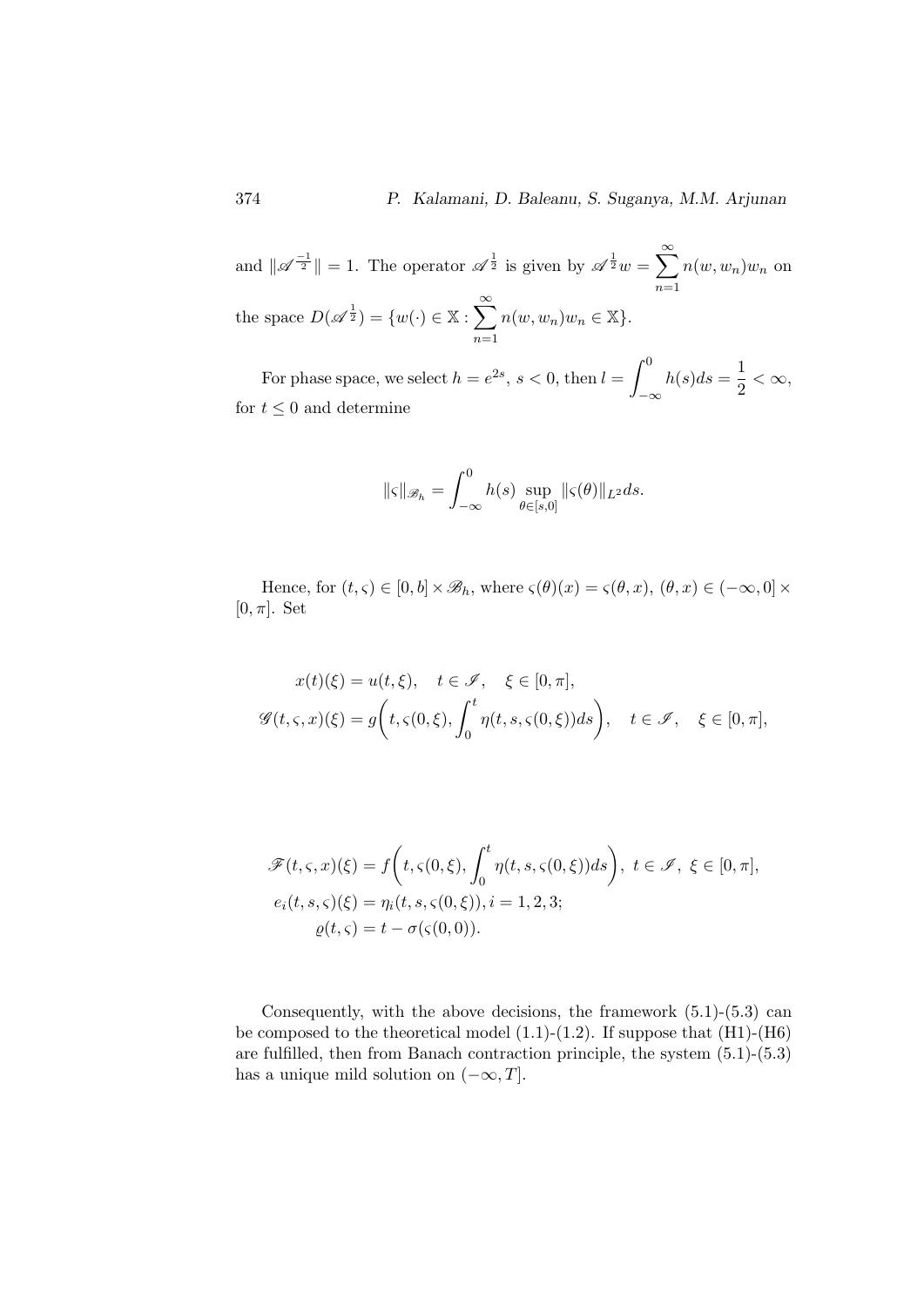and $\|\mathscr{A}^{\frac{-1}{2}}\| = 1$. The operator $\mathscr{A}^{\frac{1}{2}}$ is given by $\mathscr{A}^{\frac{1}{2}}w = \sum_{n=1}^{\infty} n(w, w_n)w_n$ on the space $D(\mathscr{A}^{\frac{1}{2}}) = \{w(\cdot) \in \mathbb{X} : \sum_{n=1}^{\infty} n(w, w_n)w_n \in \mathbb{X}\}$.

For phase space, we select $h = e^{2s}$, $s < 0$, then $l = \int_{-\infty}^{0} h(s)ds = \frac{1}{2} < \infty$, for $t \leq 0$ and determine

$$\|\varsigma\|_{\mathscr{B}_h} = \int_{-\infty}^{0} h(s) \sup_{\theta \in [s,0]} \|\varsigma(\theta)\|_{L^2} ds.$$

Hence, for $(t, \varsigma) \in [0, b] \times \mathscr{B}_h$, where $\varsigma(\theta)(x) = \varsigma(\theta, x)$, $(\theta, x) \in (-\infty, 0] \times [0, \pi]$. Set

$$\begin{aligned}
x(t)(\xi) &= u(t, \xi), \quad t \in \mathscr{I}, \quad \xi \in [0, \pi], \\
\mathscr{G}(t, \varsigma, x)(\xi) &= g\bigg(t, \varsigma(0, \xi), \int_0^t \eta(t, s, \varsigma(0, \xi))ds\bigg), \quad t \in \mathscr{I}, \quad \xi \in [0, \pi],
\end{aligned}$$

$$\begin{aligned}
\mathscr{F}(t, \varsigma, x)(\xi) &= f\bigg(t, \varsigma(0, \xi), \int_0^t \eta(t, s, \varsigma(0, \xi))ds\bigg), \ t \in \mathscr{I}, \ \xi \in [0, \pi], \\
e_i(t, s, \varsigma)(\xi) &= \eta_i(t, s, \varsigma(0, \xi)), i = 1, 2, 3; \\
\varrho(t, \varsigma) &= t - \sigma(\varsigma(0, 0)).
\end{aligned}$$

Consequently, with the above decisions, the framework (5.1)-(5.3) can be composed to the theoretical model (1.1)-(1.2). If suppose that (H1)-(H6) are fulfilled, then from Banach contraction principle, the system (5.1)-(5.3) has a unique mild solution on $(-\infty, T]$.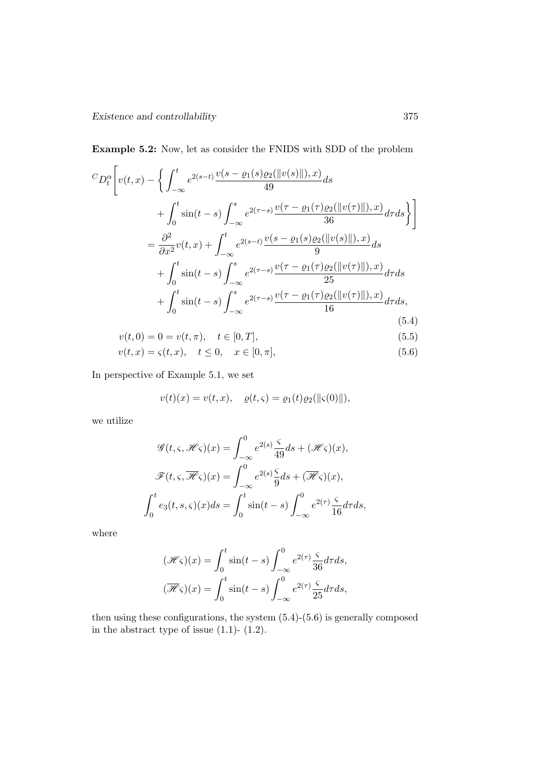**Example 5.2:** Now, let as consider the FNIDS with SDD of the problem

$$
\begin{aligned}
{}^{C}D_t^{\alpha}\Bigg[ v(t,x) - \bigg\{ \int_{-\infty}^{t} e^{2(s-t)} \frac{v(s-\varrho_1(s)\varrho_2(\|v(s)\|),x)}{49} ds \\
+ \int_0^t \sin(t-s) \int_{-\infty}^{s} e^{2(\tau-s)} \frac{v(\tau-\varrho_1(\tau)\varrho_2(\|v(\tau)\|),x)}{36} d\tau ds \bigg\} \Bigg] \\
= \frac{\partial^2}{\partial x^2} v(t,x) + \int_{-\infty}^{t} e^{2(s-t)} \frac{v(s-\varrho_1(s)\varrho_2(\|v(s)\|),x)}{9} ds \\
+ \int_0^t \sin(t-s) \int_{-\infty}^{s} e^{2(\tau-s)} \frac{v(\tau-\varrho_1(\tau)\varrho_2(\|v(\tau)\|),x)}{25} d\tau ds \\
+ \int_0^t \sin(t-s) \int_{-\infty}^{s} e^{2(\tau-s)} \frac{v(\tau-\varrho_1(\tau)\varrho_2(\|v(\tau)\|),x)}{16} d\tau ds,
\end{aligned}
\tag{5.4}
$$

$$
v(t,0) = 0 = v(t,\pi), \quad t \in [0,T], \tag{5.5}
$$

$$
v(t,x) = \varsigma(t,x), \quad t \leq 0, \quad x \in [0,\pi], \tag{5.6}
$$

In perspective of Example 5.1, we set

$$
v(t)(x) = v(t,x), \quad \varrho(t,\varsigma) = \varrho_1(t)\varrho_2(\|\varsigma(0)\|),
$$

we utilize

$$
\begin{aligned}
\mathscr{G}(t,\varsigma,\mathscr{H}\varsigma)(x) &= \int_{-\infty}^{0} e^{2(s)} \frac{\varsigma}{49} ds + (\mathscr{H}\varsigma)(x), \\
\mathscr{F}(t,\varsigma,\overline{\mathscr{H}}\varsigma)(x) &= \int_{-\infty}^{0} e^{2(s)} \frac{\varsigma}{9} ds + (\overline{\mathscr{H}}\varsigma)(x), \\
\int_0^t e_3(t,s,\varsigma)(x) ds &= \int_0^t \sin(t-s) \int_{-\infty}^{0} e^{2(\tau)} \frac{\varsigma}{16} d\tau ds,
\end{aligned}
$$

where

$$
\begin{aligned}
(\mathscr{H}\varsigma)(x) &= \int_0^t \sin(t-s) \int_{-\infty}^{0} e^{2(\tau)} \frac{\varsigma}{36} d\tau ds, \\
(\overline{\mathscr{H}}\varsigma)(x) &= \int_0^t \sin(t-s) \int_{-\infty}^{0} e^{2(\tau)} \frac{\varsigma}{25} d\tau ds,
\end{aligned}
$$

then using these configurations, the system (5.4)-(5.6) is generally composed in the abstract type of issue (1.1)- (1.2).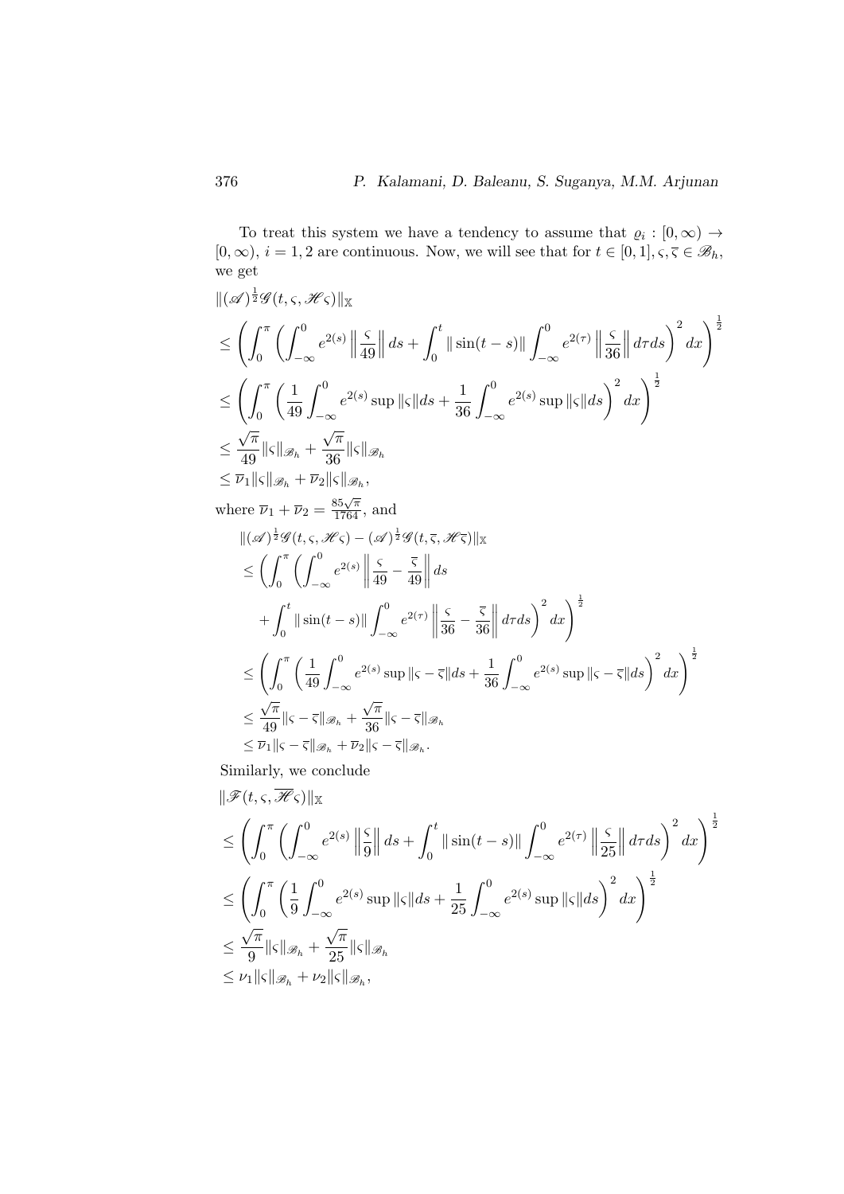To treat this system we have a tendency to assume that $\varrho_i : [0,\infty) \to [0,\infty)$, $i = 1,2$ are continuous. Now, we will see that for $t \in [0,1], \varsigma, \overline{\varsigma} \in \mathscr{B}_h$, we get

$$
\begin{aligned}
&\|(\mathscr{A})^{\frac{1}{2}}\mathscr{G}(t,\varsigma,\mathscr{H}\varsigma)\|_{\mathbb{X}} \\
&\leq \left(\int_0^{\pi}\left(\int_{-\infty}^{0} e^{2(s)}\left\|\frac{\varsigma}{49}\right\| ds + \int_0^t \|\sin(t-s)\| \int_{-\infty}^{0} e^{2(\tau)}\left\|\frac{\varsigma}{36}\right\| d\tau ds\right)^2 dx\right)^{\frac{1}{2}} \\
&\leq \left(\int_0^{\pi}\left(\frac{1}{49}\int_{-\infty}^{0} e^{2(s)} \sup\|\varsigma\| ds + \frac{1}{36}\int_{-\infty}^{0} e^{2(s)} \sup\|\varsigma\| ds\right)^2 dx\right)^{\frac{1}{2}} \\
&\leq \frac{\sqrt{\pi}}{49}\|\varsigma\|_{\mathscr{B}_h} + \frac{\sqrt{\pi}}{36}\|\varsigma\|_{\mathscr{B}_h} \\
&\leq \overline{\nu}_1\|\varsigma\|_{\mathscr{B}_h} + \overline{\nu}_2\|\varsigma\|_{\mathscr{B}_h},
\end{aligned}
$$

where $\overline{\nu}_1 + \overline{\nu}_2 = \frac{85\sqrt{\pi}}{1764}$, and

$$
\begin{aligned}
&\|(\mathscr{A})^{\frac{1}{2}}\mathscr{G}(t,\varsigma,\mathscr{H}\varsigma) - (\mathscr{A})^{\frac{1}{2}}\mathscr{G}(t,\overline{\varsigma},\mathscr{H}\overline{\varsigma})\|_{\mathbb{X}} \\
&\leq \Bigg(\int_0^{\pi}\Bigg(\int_{-\infty}^{0} e^{2(s)}\left\|\frac{\varsigma}{49} - \frac{\overline{\varsigma}}{49}\right\| ds \\
&\quad + \int_0^t \|\sin(t-s)\| \int_{-\infty}^{0} e^{2(\tau)}\left\|\frac{\varsigma}{36} - \frac{\overline{\varsigma}}{36}\right\| d\tau ds\Bigg)^2 dx\Bigg)^{\frac{1}{2}} \\
&\leq \left(\int_0^{\pi}\left(\frac{1}{49}\int_{-\infty}^{0} e^{2(s)} \sup\|\varsigma - \overline{\varsigma}\| ds + \frac{1}{36}\int_{-\infty}^{0} e^{2(s)} \sup\|\varsigma - \overline{\varsigma}\| ds\right)^2 dx\right)^{\frac{1}{2}} \\
&\leq \frac{\sqrt{\pi}}{49}\|\varsigma - \overline{\varsigma}\|_{\mathscr{B}_h} + \frac{\sqrt{\pi}}{36}\|\varsigma - \overline{\varsigma}\|_{\mathscr{B}_h} \\
&\leq \overline{\nu}_1\|\varsigma - \overline{\varsigma}\|_{\mathscr{B}_h} + \overline{\nu}_2\|\varsigma - \overline{\varsigma}\|_{\mathscr{B}_h}.
\end{aligned}
$$

Similarly, we conclude

$$
\begin{aligned}
&\|\mathscr{F}(t,\varsigma,\overline{\mathscr{H}}\varsigma)\|_{\mathbb{X}} \\
&\leq \left(\int_0^{\pi}\left(\int_{-\infty}^{0} e^{2(s)}\left\|\frac{\varsigma}{9}\right\| ds + \int_0^t \|\sin(t-s)\| \int_{-\infty}^{0} e^{2(\tau)}\left\|\frac{\varsigma}{25}\right\| d\tau ds\right)^2 dx\right)^{\frac{1}{2}} \\
&\leq \left(\int_0^{\pi}\left(\frac{1}{9}\int_{-\infty}^{0} e^{2(s)} \sup\|\varsigma\| ds + \frac{1}{25}\int_{-\infty}^{0} e^{2(s)} \sup\|\varsigma\| ds\right)^2 dx\right)^{\frac{1}{2}} \\
&\leq \frac{\sqrt{\pi}}{9}\|\varsigma\|_{\mathscr{B}_h} + \frac{\sqrt{\pi}}{25}\|\varsigma\|_{\mathscr{B}_h} \\
&\leq \nu_1\|\varsigma\|_{\mathscr{B}_h} + \nu_2\|\varsigma\|_{\mathscr{B}_h},
\end{aligned}
$$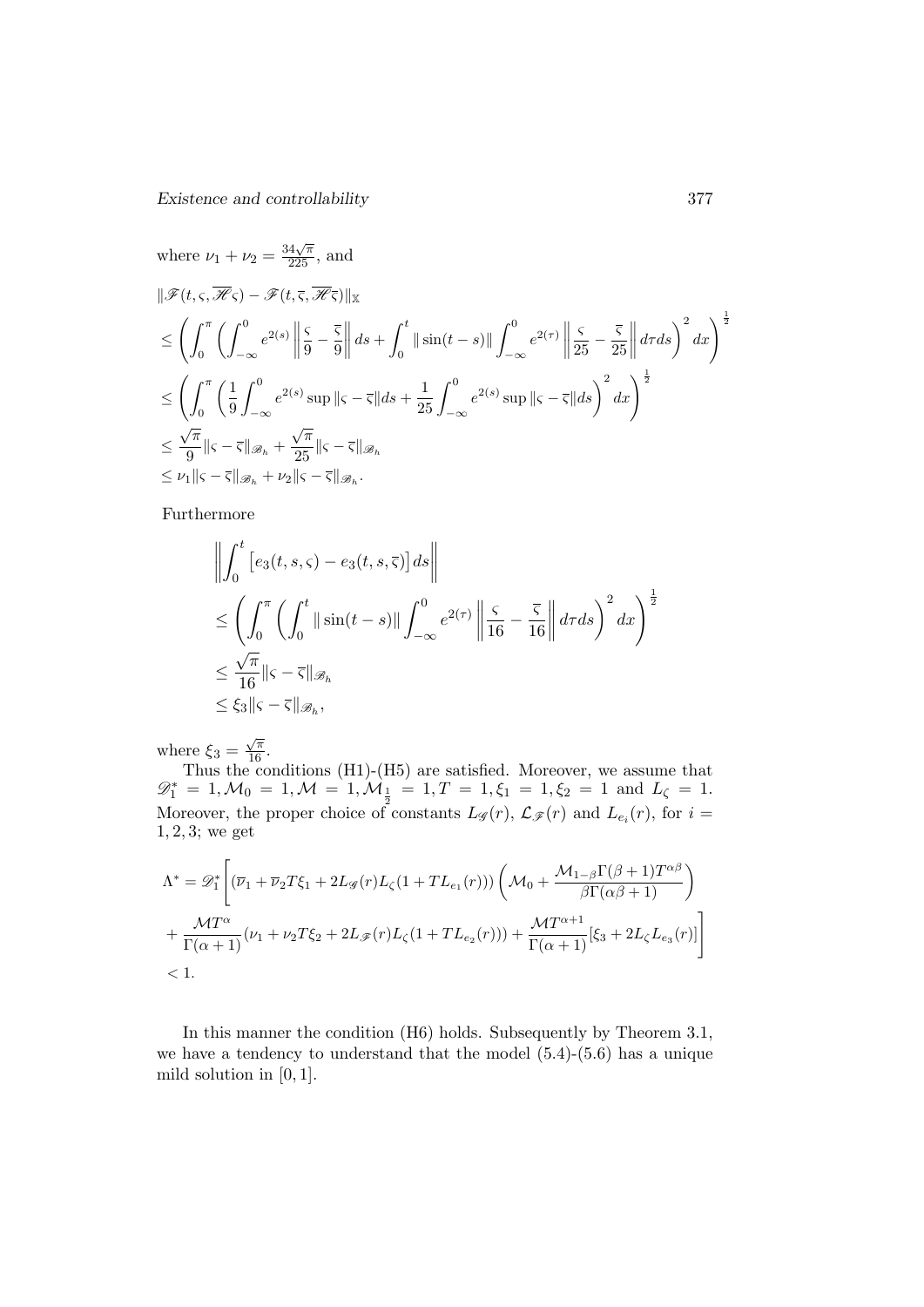where $\nu_1 + \nu_2 = \frac{34\sqrt{\pi}}{225}$, and

$$
\begin{aligned}
&\|\mathscr{F}(t,\varsigma,\overline{\mathscr{H}}\varsigma) - \mathscr{F}(t,\overline{\varsigma},\overline{\mathscr{H}}\overline{\varsigma})\|_{\mathbb{X}} \\
&\leq \left(\int_0^\pi \left(\int_{-\infty}^0 e^{2(s)} \left\|\frac{\varsigma}{9} - \frac{\overline{\varsigma}}{9}\right\| ds + \int_0^t \|\sin(t-s)\| \int_{-\infty}^0 e^{2(\tau)} \left\|\frac{\varsigma}{25} - \frac{\overline{\varsigma}}{25}\right\| d\tau ds\right)^2 dx\right)^{\frac{1}{2}} \\
&\leq \left(\int_0^\pi \left(\frac{1}{9}\int_{-\infty}^0 e^{2(s)} \sup\|\varsigma - \overline{\varsigma}\| ds + \frac{1}{25}\int_{-\infty}^0 e^{2(s)} \sup\|\varsigma - \overline{\varsigma}\| ds\right)^2 dx\right)^{\frac{1}{2}} \\
&\leq \frac{\sqrt{\pi}}{9}\|\varsigma - \overline{\varsigma}\|_{\mathscr{B}_h} + \frac{\sqrt{\pi}}{25}\|\varsigma - \overline{\varsigma}\|_{\mathscr{B}_h} \\
&\leq \nu_1\|\varsigma - \overline{\varsigma}\|_{\mathscr{B}_h} + \nu_2\|\varsigma - \overline{\varsigma}\|_{\mathscr{B}_h}.
\end{aligned}
$$

Furthermore

$$
\begin{aligned}
&\left\|\int_0^t \left[e_3(t,s,\varsigma) - e_3(t,s,\overline{\varsigma})\right] ds\right\| \\
&\leq \left(\int_0^\pi \left(\int_0^t \|\sin(t-s)\| \int_{-\infty}^0 e^{2(\tau)} \left\|\frac{\varsigma}{16} - \frac{\overline{\varsigma}}{16}\right\| d\tau ds\right)^2 dx\right)^{\frac{1}{2}} \\
&\leq \frac{\sqrt{\pi}}{16}\|\varsigma - \overline{\varsigma}\|_{\mathscr{B}_h} \\
&\leq \xi_3\|\varsigma - \overline{\varsigma}\|_{\mathscr{B}_h},
\end{aligned}
$$

where $\xi_3 = \frac{\sqrt{\pi}}{16}$.

Thus the conditions (H1)-(H5) are satisfied. Moreover, we assume that $\mathscr{D}_1^* = 1, \mathcal{M}_0 = 1, \mathcal{M} = 1, \mathcal{M}_{\frac{1}{2}} = 1, T = 1, \xi_1 = 1, \xi_2 = 1$ and $L_\zeta = 1$. Moreover, the proper choice of constants $L_{\mathscr{G}}(r)$, $\mathcal{L}_{\mathscr{F}}(r)$ and $L_{e_i}(r)$, for $i = 1, 2, 3$; we get

$$
\begin{aligned}
\Lambda^* &= \mathscr{D}_1^*\Bigg[(\overline{\nu}_1 + \overline{\nu}_2 T\xi_1 + 2L_{\mathscr{G}}(r)L_\zeta(1 + TL_{e_1}(r)))\left(\mathcal{M}_0 + \frac{\mathcal{M}_{1-\beta}\Gamma(\beta+1)T^{\alpha\beta}}{\beta\Gamma(\alpha\beta+1)}\right) \\
&+ \frac{\mathcal{M}T^\alpha}{\Gamma(\alpha+1)}(\nu_1 + \nu_2 T\xi_2 + 2L_{\mathscr{F}}(r)L_\zeta(1 + TL_{e_2}(r))) + \frac{\mathcal{M}T^{\alpha+1}}{\Gamma(\alpha+1)}[\xi_3 + 2L_\zeta L_{e_3}(r)]\Bigg] \\
&< 1.
\end{aligned}
$$

In this manner the condition (H6) holds. Subsequently by Theorem 3.1, we have a tendency to understand that the model (5.4)-(5.6) has a unique mild solution in $[0, 1]$.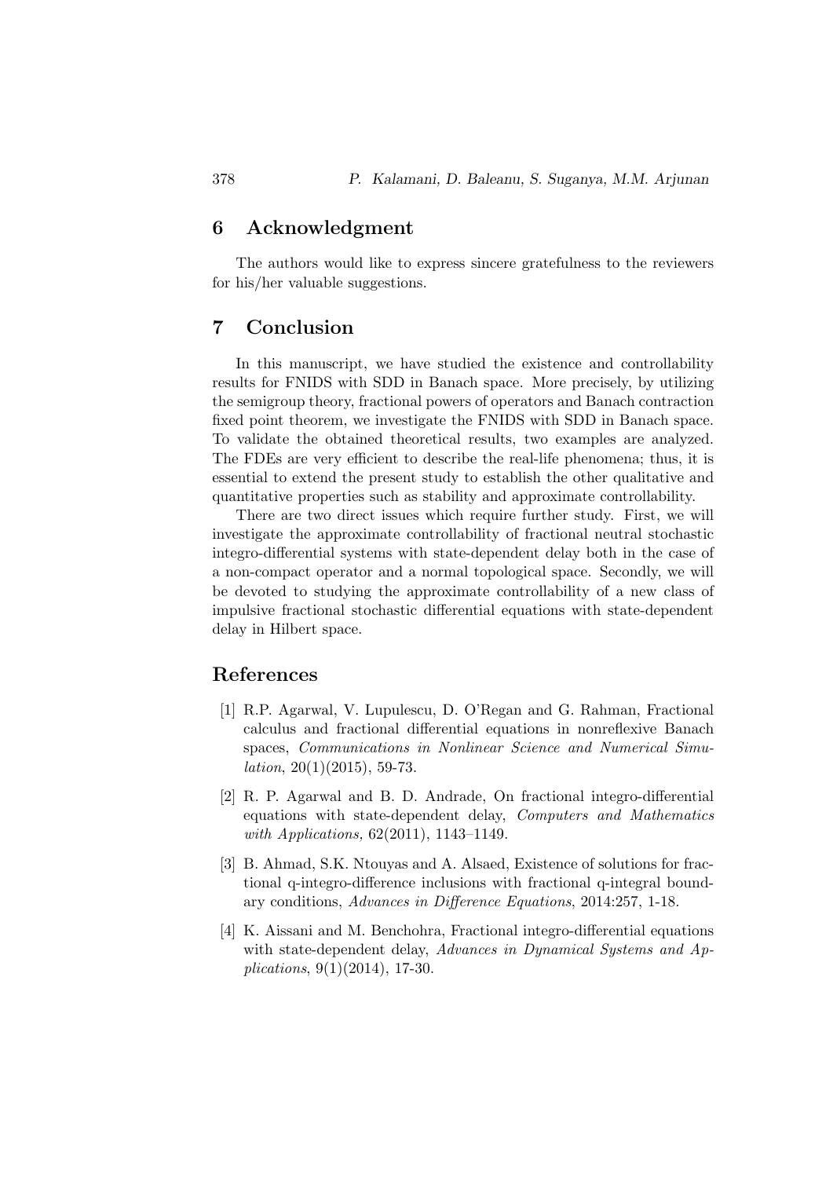## 6 Acknowledgment

The authors would like to express sincere gratefulness to the reviewers for his/her valuable suggestions.

## 7 Conclusion

In this manuscript, we have studied the existence and controllability results for FNIDS with SDD in Banach space. More precisely, by utilizing the semigroup theory, fractional powers of operators and Banach contraction fixed point theorem, we investigate the FNIDS with SDD in Banach space. To validate the obtained theoretical results, two examples are analyzed. The FDEs are very efficient to describe the real-life phenomena; thus, it is essential to extend the present study to establish the other qualitative and quantitative properties such as stability and approximate controllability.

There are two direct issues which require further study. First, we will investigate the approximate controllability of fractional neutral stochastic integro-differential systems with state-dependent delay both in the case of a non-compact operator and a normal topological space. Secondly, we will be devoted to studying the approximate controllability of a new class of impulsive fractional stochastic differential equations with state-dependent delay in Hilbert space.

## References

[1] R.P. Agarwal, V. Lupulescu, D. O'Regan and G. Rahman, Fractional calculus and fractional differential equations in nonreflexive Banach spaces, *Communications in Nonlinear Science and Numerical Simulation*, 20(1)(2015), 59-73.

[2] R. P. Agarwal and B. D. Andrade, On fractional integro-differential equations with state-dependent delay, *Computers and Mathematics with Applications,* 62(2011), 1143–1149.

[3] B. Ahmad, S.K. Ntouyas and A. Alsaed, Existence of solutions for fractional q-integro-difference inclusions with fractional q-integral boundary conditions, *Advances in Difference Equations*, 2014:257, 1-18.

[4] K. Aissani and M. Benchohra, Fractional integro-differential equations with state-dependent delay, *Advances in Dynamical Systems and Applications*, 9(1)(2014), 17-30.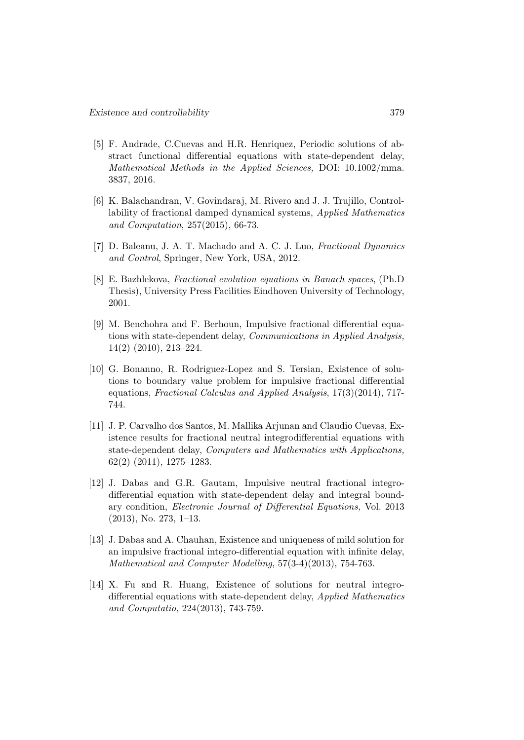[5] F. Andrade, C.Cuevas and H.R. Henriquez, Periodic solutions of abstract functional differential equations with state-dependent delay, *Mathematical Methods in the Applied Sciences,* DOI: 10.1002/mma. 3837, 2016.

[6] K. Balachandran, V. Govindaraj, M. Rivero and J. J. Trujillo, Controllability of fractional damped dynamical systems, *Applied Mathematics and Computation*, 257(2015), 66-73.

[7] D. Baleanu, J. A. T. Machado and A. C. J. Luo, *Fractional Dynamics and Control*, Springer, New York, USA, 2012.

[8] E. Bazhlekova, *Fractional evolution equations in Banach spaces*, (Ph.D Thesis), University Press Facilities Eindhoven University of Technology, 2001.

[9] M. Benchohra and F. Berhoun, Impulsive fractional differential equations with state-dependent delay, *Communications in Applied Analysis,* 14(2) (2010), 213–224.

[10] G. Bonanno, R. Rodriguez-Lopez and S. Tersian, Existence of solutions to boundary value problem for impulsive fractional differential equations, *Fractional Calculus and Applied Analysis*, 17(3)(2014), 717-744.

[11] J. P. Carvalho dos Santos, M. Mallika Arjunan and Claudio Cuevas, Existence results for fractional neutral integrodifferential equations with state-dependent delay, *Computers and Mathematics with Applications,* 62(2) (2011), 1275–1283.

[12] J. Dabas and G.R. Gautam, Impulsive neutral fractional integro-differential equation with state-dependent delay and integral boundary condition, *Electronic Journal of Differential Equations,* Vol. 2013 (2013), No. 273, 1–13.

[13] J. Dabas and A. Chauhan, Existence and uniqueness of mild solution for an impulsive fractional integro-differential equation with infinite delay, *Mathematical and Computer Modelling*, 57(3-4)(2013), 754-763.

[14] X. Fu and R. Huang, Existence of solutions for neutral integro-differential equations with state-dependent delay, *Applied Mathematics and Computatio,* 224(2013), 743-759.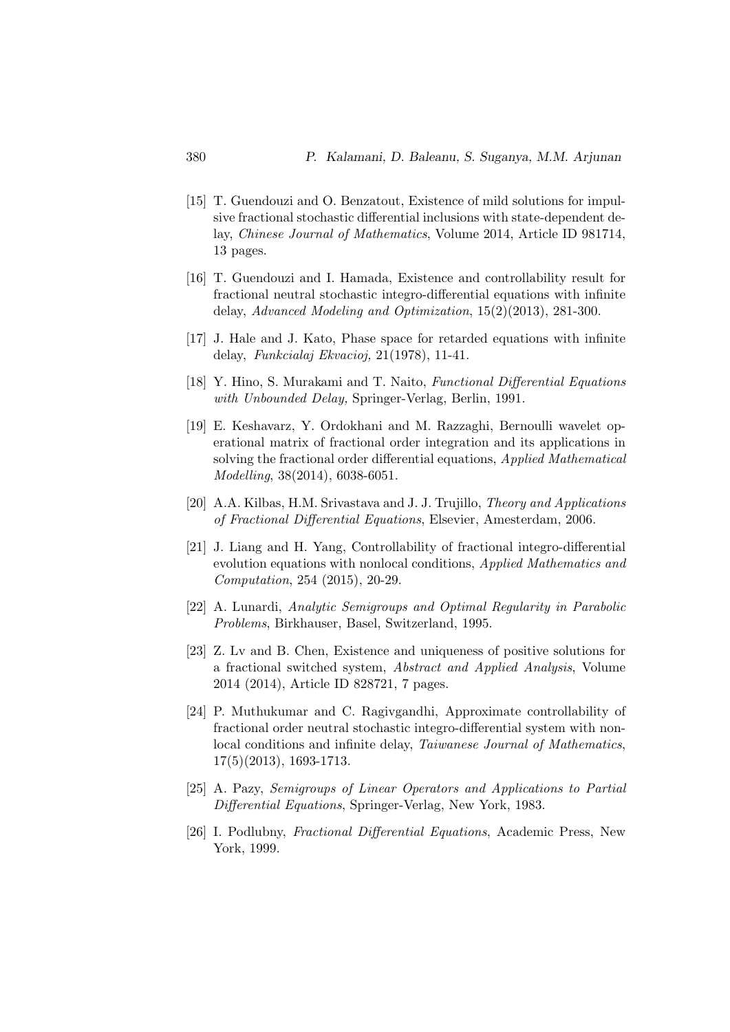[15] T. Guendouzi and O. Benzatout, Existence of mild solutions for impulsive fractional stochastic differential inclusions with state-dependent delay, *Chinese Journal of Mathematics*, Volume 2014, Article ID 981714, 13 pages.

[16] T. Guendouzi and I. Hamada, Existence and controllability result for fractional neutral stochastic integro-differential equations with infinite delay, *Advanced Modeling and Optimization*, 15(2)(2013), 281-300.

[17] J. Hale and J. Kato, Phase space for retarded equations with infinite delay, *Funkcialaj Ekvacioj,* 21(1978), 11-41.

[18] Y. Hino, S. Murakami and T. Naito, *Functional Differential Equations with Unbounded Delay,* Springer-Verlag, Berlin, 1991.

[19] E. Keshavarz, Y. Ordokhani and M. Razzaghi, Bernoulli wavelet operational matrix of fractional order integration and its applications in solving the fractional order differential equations, *Applied Mathematical Modelling*, 38(2014), 6038-6051.

[20] A.A. Kilbas, H.M. Srivastava and J. J. Trujillo, *Theory and Applications of Fractional Differential Equations*, Elsevier, Amesterdam, 2006.

[21] J. Liang and H. Yang, Controllability of fractional integro-differential evolution equations with nonlocal conditions, *Applied Mathematics and Computation*, 254 (2015), 20-29.

[22] A. Lunardi, *Analytic Semigroups and Optimal Regularity in Parabolic Problems*, Birkhauser, Basel, Switzerland, 1995.

[23] Z. Lv and B. Chen, Existence and uniqueness of positive solutions for a fractional switched system, *Abstract and Applied Analysis*, Volume 2014 (2014), Article ID 828721, 7 pages.

[24] P. Muthukumar and C. Ragivgandhi, Approximate controllability of fractional order neutral stochastic integro-differential system with nonlocal conditions and infinite delay, *Taiwanese Journal of Mathematics*, 17(5)(2013), 1693-1713.

[25] A. Pazy, *Semigroups of Linear Operators and Applications to Partial Differential Equations*, Springer-Verlag, New York, 1983.

[26] I. Podlubny, *Fractional Differential Equations*, Academic Press, New York, 1999.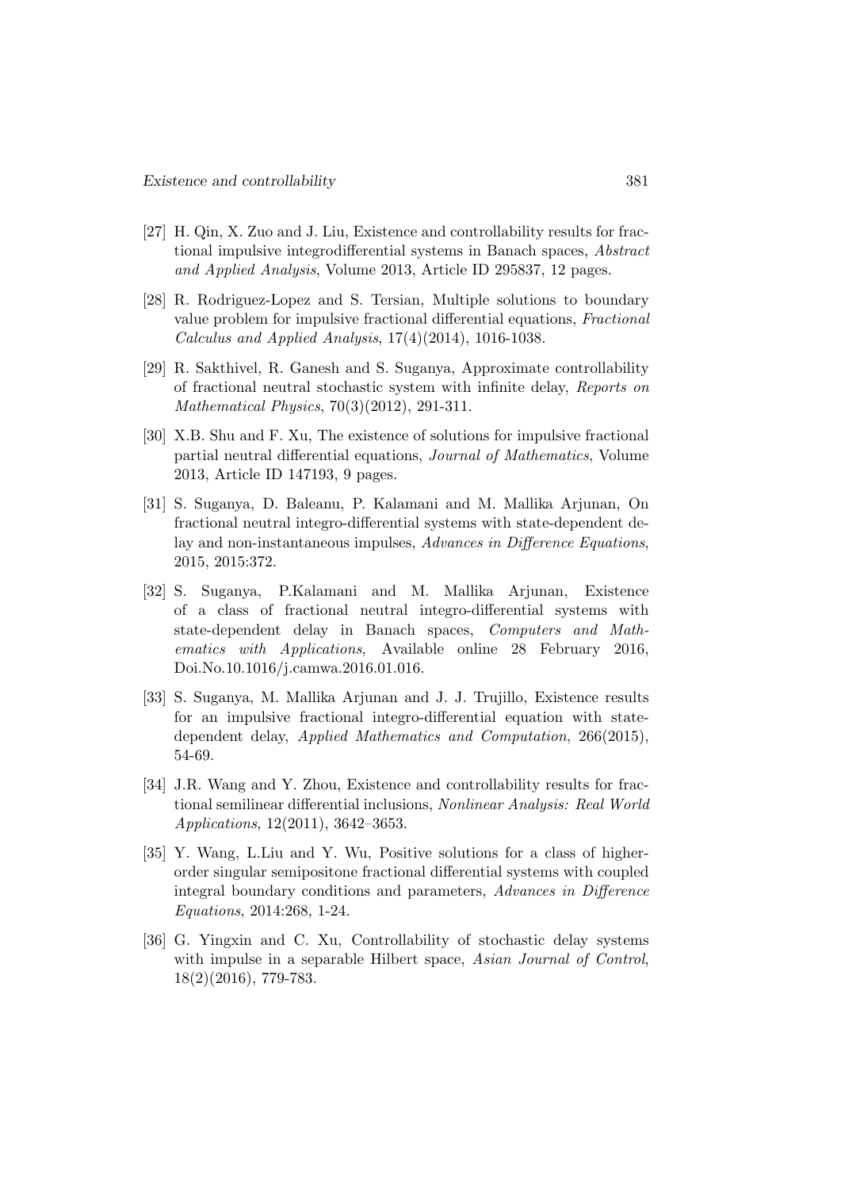[27] H. Qin, X. Zuo and J. Liu, Existence and controllability results for fractional impulsive integrodifferential systems in Banach spaces, *Abstract and Applied Analysis*, Volume 2013, Article ID 295837, 12 pages.

[28] R. Rodriguez-Lopez and S. Tersian, Multiple solutions to boundary value problem for impulsive fractional differential equations, *Fractional Calculus and Applied Analysis*, 17(4)(2014), 1016-1038.

[29] R. Sakthivel, R. Ganesh and S. Suganya, Approximate controllability of fractional neutral stochastic system with infinite delay, *Reports on Mathematical Physics*, 70(3)(2012), 291-311.

[30] X.B. Shu and F. Xu, The existence of solutions for impulsive fractional partial neutral differential equations, *Journal of Mathematics*, Volume 2013, Article ID 147193, 9 pages.

[31] S. Suganya, D. Baleanu, P. Kalamani and M. Mallika Arjunan, On fractional neutral integro-differential systems with state-dependent delay and non-instantaneous impulses, *Advances in Difference Equations*, 2015, 2015:372.

[32] S. Suganya, P.Kalamani and M. Mallika Arjunan, Existence of a class of fractional neutral integro-differential systems with state-dependent delay in Banach spaces, *Computers and Mathematics with Applications*, Available online 28 February 2016, Doi.No.10.1016/j.camwa.2016.01.016.

[33] S. Suganya, M. Mallika Arjunan and J. J. Trujillo, Existence results for an impulsive fractional integro-differential equation with state-dependent delay, *Applied Mathematics and Computation*, 266(2015), 54-69.

[34] J.R. Wang and Y. Zhou, Existence and controllability results for fractional semilinear differential inclusions, *Nonlinear Analysis: Real World Applications*, 12(2011), 3642–3653.

[35] Y. Wang, L.Liu and Y. Wu, Positive solutions for a class of higher-order singular semipositone fractional differential systems with coupled integral boundary conditions and parameters, *Advances in Difference Equations*, 2014:268, 1-24.

[36] G. Yingxin and C. Xu, Controllability of stochastic delay systems with impulse in a separable Hilbert space, *Asian Journal of Control*, 18(2)(2016), 779-783.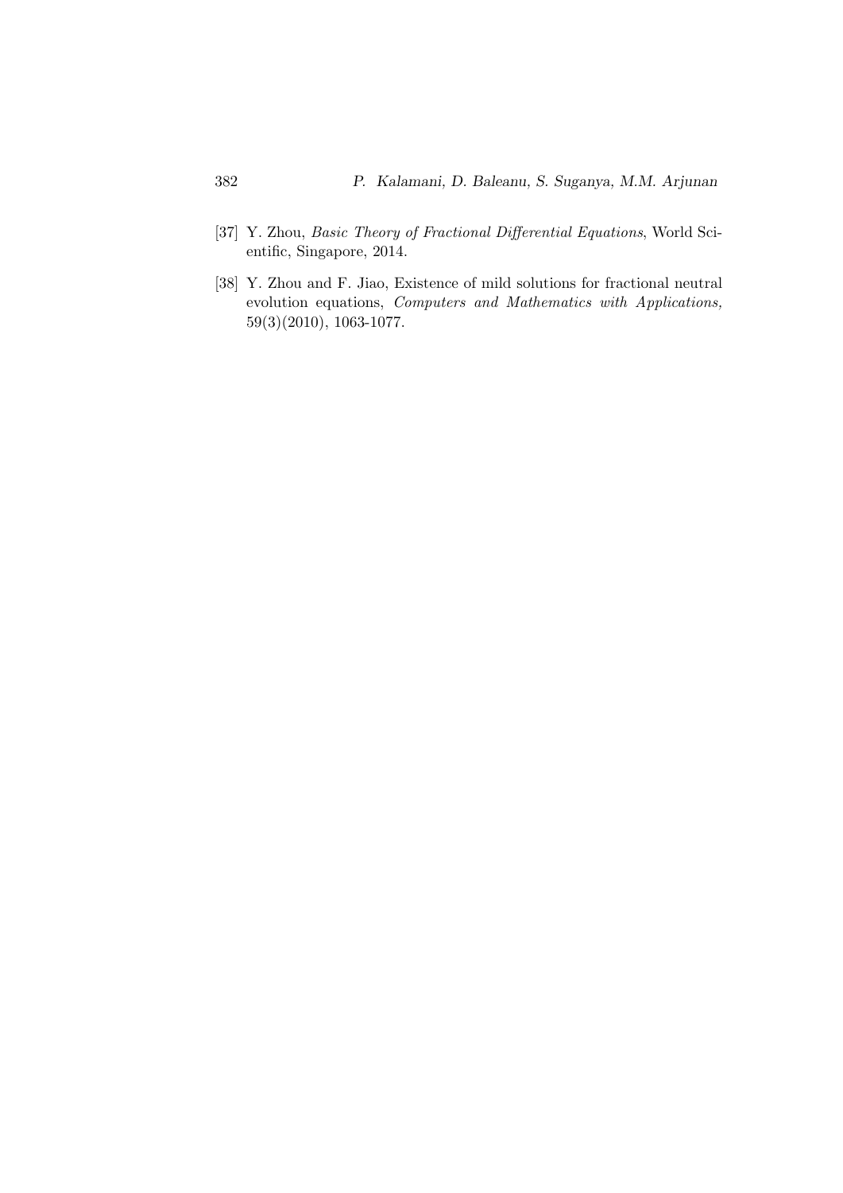[37] Y. Zhou, *Basic Theory of Fractional Differential Equations*, World Scientific, Singapore, 2014.

[38] Y. Zhou and F. Jiao, Existence of mild solutions for fractional neutral evolution equations, *Computers and Mathematics with Applications,* 59(3)(2010), 1063-1077.